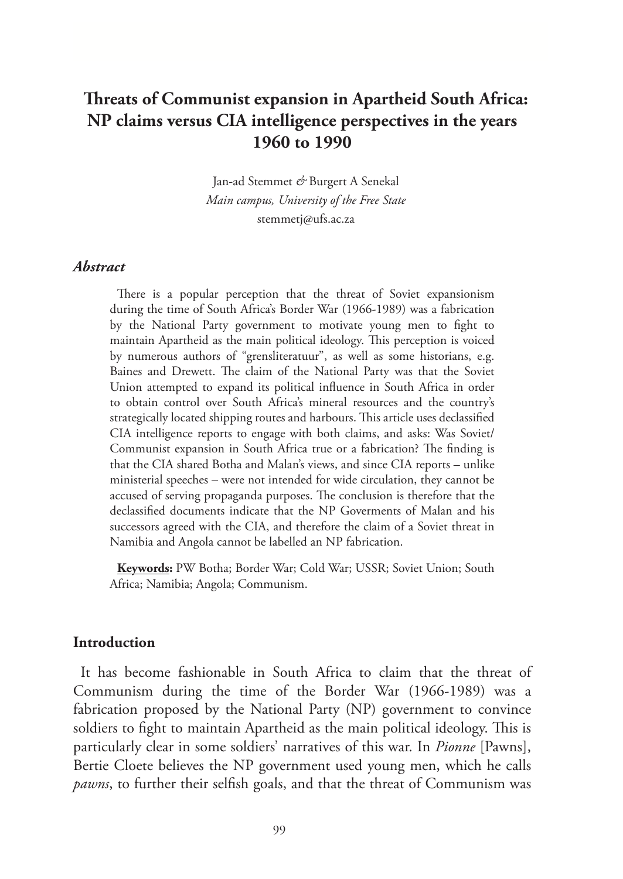# Threats of Communist expansion in Apartheid South Africa: NP claims versus CIA intelligence perspectives in the years 1960 to 1990

Jan-ad Stemmet *&* Burgert A Senekal
*Main campus, University of the Free State*
stemmetj@ufs.ac.za

## *Abstract*

There is a popular perception that the threat of Soviet expansionism during the time of South Africa's Border War (1966-1989) was a fabrication by the National Party government to motivate young men to fight to maintain Apartheid as the main political ideology. This perception is voiced by numerous authors of "grensliteratuur", as well as some historians, e.g. Baines and Drewett. The claim of the National Party was that the Soviet Union attempted to expand its political influence in South Africa in order to obtain control over South Africa's mineral resources and the country's strategically located shipping routes and harbours. This article uses declassified CIA intelligence reports to engage with both claims, and asks: Was Soviet/Communist expansion in South Africa true or a fabrication? The finding is that the CIA shared Botha and Malan's views, and since CIA reports – unlike ministerial speeches – were not intended for wide circulation, they cannot be accused of serving propaganda purposes. The conclusion is therefore that the declassified documents indicate that the NP Goverments of Malan and his successors agreed with the CIA, and therefore the claim of a Soviet threat in Namibia and Angola cannot be labelled an NP fabrication.

**Keywords:** PW Botha; Border War; Cold War; USSR; Soviet Union; South Africa; Namibia; Angola; Communism.

## Introduction

It has become fashionable in South Africa to claim that the threat of Communism during the time of the Border War (1966-1989) was a fabrication proposed by the National Party (NP) government to convince soldiers to fight to maintain Apartheid as the main political ideology. This is particularly clear in some soldiers' narratives of this war. In *Pionne* [Pawns], Bertie Cloete believes the NP government used young men, which he calls *pawns*, to further their selfish goals, and that the threat of Communism was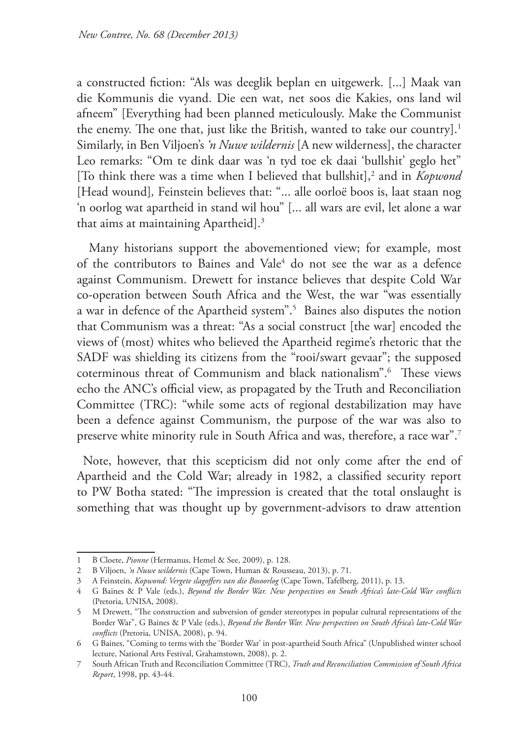a constructed fiction: "Als was deeglik beplan en uitgewerk. [...] Maak van die Kommunis die vyand. Die een wat, net soos die Kakies, ons land wil afneem" [Everything had been planned meticulously. Make the Communist the enemy. The one that, just like the British, wanted to take our country].[1] Similarly, in Ben Viljoen's *'n Nuwe wildernis* [A new wilderness], the character Leo remarks: "Om te dink daar was 'n tyd toe ek daai 'bullshit' geglo het" [To think there was a time when I believed that bullshit],[2] and in *Kopwond* [Head wound], Feinstein believes that: "... alle oorloë boos is, laat staan nog 'n oorlog wat apartheid in stand wil hou" [... all wars are evil, let alone a war that aims at maintaining Apartheid].[3]

Many historians support the abovementioned view; for example, most of the contributors to Baines and Vale[4] do not see the war as a defence against Communism. Drewett for instance believes that despite Cold War co-operation between South Africa and the West, the war "was essentially a war in defence of the Apartheid system".[5] Baines also disputes the notion that Communism was a threat: "As a social construct [the war] encoded the views of (most) whites who believed the Apartheid regime's rhetoric that the SADF was shielding its citizens from the "rooi/swart gevaar"; the supposed coterminous threat of Communism and black nationalism".[6] These views echo the ANC's official view, as propagated by the Truth and Reconciliation Committee (TRC): "while some acts of regional destabilization may have been a defence against Communism, the purpose of the war was also to preserve white minority rule in South Africa and was, therefore, a race war".[7]

Note, however, that this scepticism did not only come after the end of Apartheid and the Cold War; already in 1982, a classified security report to PW Botha stated: "The impression is created that the total onslaught is something that was thought up by government-advisors to draw attention

---

1 B Cloete, *Pionne* (Hermanus, Hemel & See, 2009), p. 128.

2 B Viljoen, *'n Nuwe wildernis* (Cape Town, Human & Rousseau, 2013), p. 71.

3 A Feinstein, *Kopwond: Vergete slagoffers van die Bosoorlog* (Cape Town, Tafelberg, 2011), p. 13.

4 G Baines & P Vale (eds.), *Beyond the Border War. New perspectives on South Africa's late-Cold War conflicts* (Pretoria, UNISA, 2008).

5 M Drewett, "The construction and subversion of gender stereotypes in popular cultural representations of the Border War", G Baines & P Vale (eds.), *Beyond the Border War. New perspectives on South Africa's late-Cold War conflicts* (Pretoria, UNISA, 2008), p. 94.

6 G Baines, "Coming to terms with the 'Border War' in post-apartheid South Africa" (Unpublished winter school lecture, National Arts Festival, Grahamstown, 2008), p. 2.

7 South African Truth and Reconciliation Committee (TRC), *Truth and Reconciliation Commission of South Africa Report*, 1998, pp. 43-44.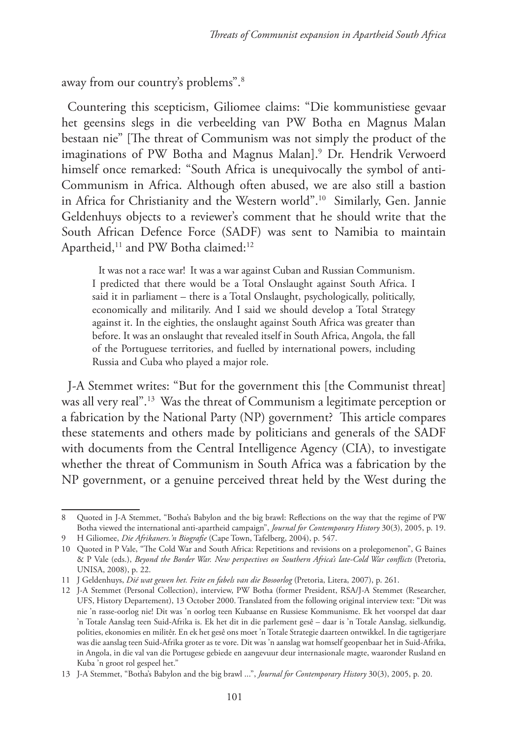away from our country's problems".[8]

Countering this scepticism, Giliomee claims: "Die kommunistiese gevaar het geensins slegs in die verbeelding van PW Botha en Magnus Malan bestaan nie" [The threat of Communism was not simply the product of the imaginations of PW Botha and Magnus Malan].[9] Dr. Hendrik Verwoerd himself once remarked: "South Africa is unequivocally the symbol of anti-Communism in Africa. Although often abused, we are also still a bastion in Africa for Christianity and the Western world".[10] Similarly, Gen. Jannie Geldenhuys objects to a reviewer's comment that he should write that the South African Defence Force (SADF) was sent to Namibia to maintain Apartheid,[11] and PW Botha claimed:[12]

> It was not a race war! It was a war against Cuban and Russian Communism. I predicted that there would be a Total Onslaught against South Africa. I said it in parliament – there is a Total Onslaught, psychologically, politically, economically and militarily. And I said we should develop a Total Strategy against it. In the eighties, the onslaught against South Africa was greater than before. It was an onslaught that revealed itself in South Africa, Angola, the fall of the Portuguese territories, and fuelled by international powers, including Russia and Cuba who played a major role.

J-A Stemmet writes: "But for the government this [the Communist threat] was all very real".[13] Was the threat of Communism a legitimate perception or a fabrication by the National Party (NP) government? This article compares these statements and others made by politicians and generals of the SADF with documents from the Central Intelligence Agency (CIA), to investigate whether the threat of Communism in South Africa was a fabrication by the NP government, or a genuine perceived threat held by the West during the

---

8 Quoted in J-A Stemmet, "Botha's Babylon and the big brawl: Reflections on the way that the regime of PW Botha viewed the international anti-apartheid campaign", *Journal for Contemporary History* 30(3), 2005, p. 19.

9 H Giliomee, *Die Afrikaners.'n Biografie* (Cape Town, Tafelberg, 2004), p. 547.

10 Quoted in P Vale, "The Cold War and South Africa: Repetitions and revisions on a prolegomenon", G Baines & P Vale (eds.), *Beyond the Border War. New perspectives on Southern Africa's late-Cold War conflicts* (Pretoria, UNISA, 2008), p. 22.

11 J Geldenhuys, *Dié wat gewen het. Feite en fabels van die Bosoorlog* (Pretoria, Litera, 2007), p. 261.

12 J-A Stemmet (Personal Collection), interview, PW Botha (former President, RSA/J-A Stemmet (Researcher, UFS, History Departement), 13 October 2000. Translated from the following original interview text: "Dit was nie 'n rasse-oorlog nie! Dit was 'n oorlog teen Kubaanse en Russiese Kommunisme. Ek het voorspel dat daar 'n Totale Aanslag teen Suid-Afrika is. Ek het dit in die parlement gesê – daar is 'n Totale Aanslag, sielkundig, polities, ekonomies en militêr. En ek het gesê ons moet 'n Totale Strategie daarteen ontwikkel. In die tagtigerjare was die aanslag teen Suid-Afrika groter as te vore. Dit was 'n aanslag wat homself geopenbaar het in Suid-Afrika, in Angola, in die val van die Portugese gebiede en aangevuur deur internasionale magte, waaronder Rusland en Kuba 'n groot rol gespeel het."

13 J-A Stemmet, "Botha's Babylon and the big brawl ...", *Journal for Contemporary History* 30(3), 2005, p. 20.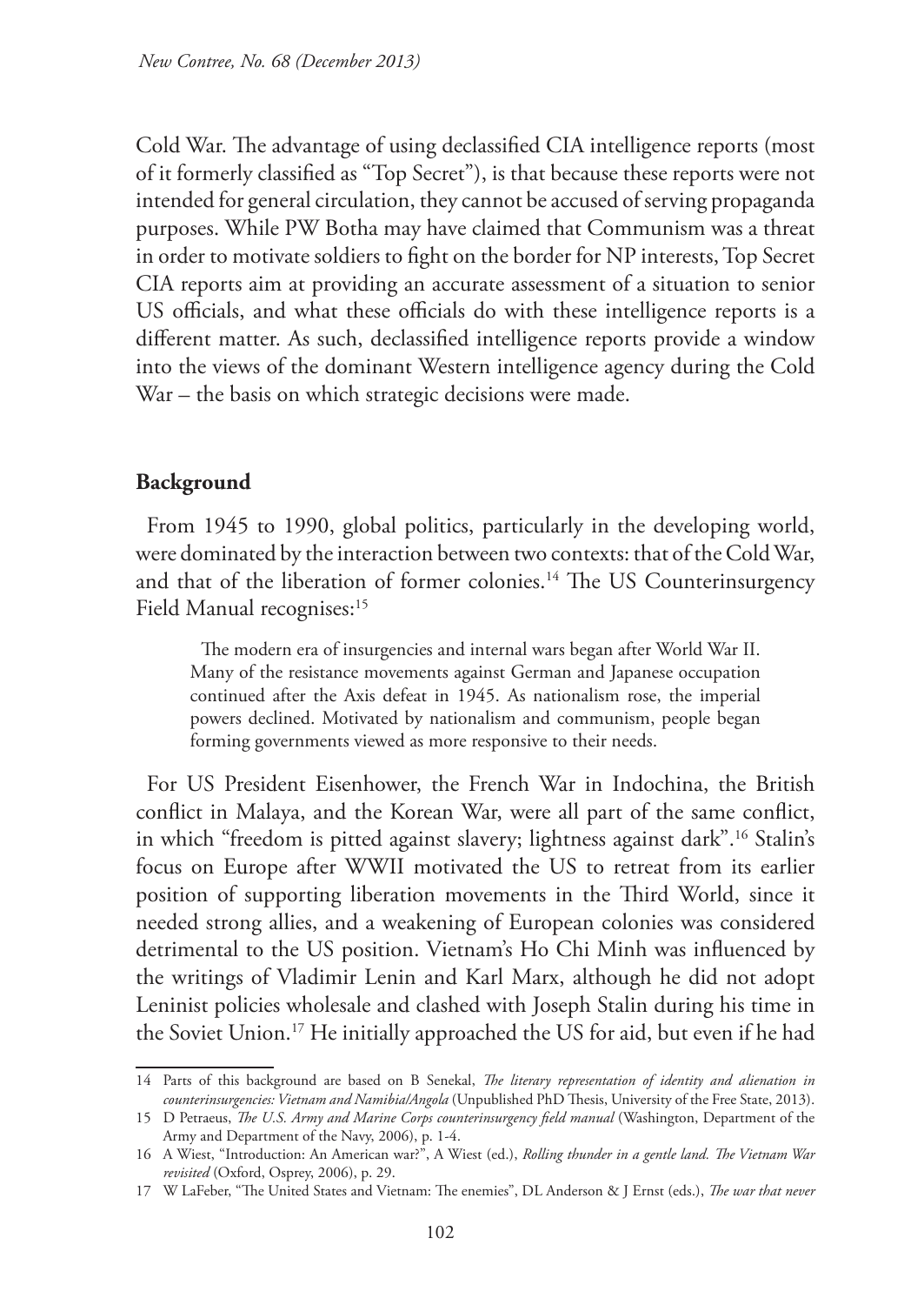Cold War. The advantage of using declassified CIA intelligence reports (most of it formerly classified as "Top Secret"), is that because these reports were not intended for general circulation, they cannot be accused of serving propaganda purposes. While PW Botha may have claimed that Communism was a threat in order to motivate soldiers to fight on the border for NP interests, Top Secret CIA reports aim at providing an accurate assessment of a situation to senior US officials, and what these officials do with these intelligence reports is a different matter. As such, declassified intelligence reports provide a window into the views of the dominant Western intelligence agency during the Cold War – the basis on which strategic decisions were made.

## Background

From 1945 to 1990, global politics, particularly in the developing world, were dominated by the interaction between two contexts: that of the Cold War, and that of the liberation of former colonies.[14] The US Counterinsurgency Field Manual recognises:[15]

> The modern era of insurgencies and internal wars began after World War II. Many of the resistance movements against German and Japanese occupation continued after the Axis defeat in 1945. As nationalism rose, the imperial powers declined. Motivated by nationalism and communism, people began forming governments viewed as more responsive to their needs.

For US President Eisenhower, the French War in Indochina, the British conflict in Malaya, and the Korean War, were all part of the same conflict, in which "freedom is pitted against slavery; lightness against dark".[16] Stalin's focus on Europe after WWII motivated the US to retreat from its earlier position of supporting liberation movements in the Third World, since it needed strong allies, and a weakening of European colonies was considered detrimental to the US position. Vietnam's Ho Chi Minh was influenced by the writings of Vladimir Lenin and Karl Marx, although he did not adopt Leninist policies wholesale and clashed with Joseph Stalin during his time in the Soviet Union.[17] He initially approached the US for aid, but even if he had

---

14 Parts of this background are based on B Senekal, *The literary representation of identity and alienation in counterinsurgencies: Vietnam and Namibia/Angola* (Unpublished PhD Thesis, University of the Free State, 2013).

15 D Petraeus, *The U.S. Army and Marine Corps counterinsurgency field manual* (Washington, Department of the Army and Department of the Navy, 2006), p. 1-4.

16 A Wiest, "Introduction: An American war?", A Wiest (ed.), *Rolling thunder in a gentle land. The Vietnam War revisited* (Oxford, Osprey, 2006), p. 29.

17 W LaFeber, "The United States and Vietnam: The enemies", DL Anderson & J Ernst (eds.), *The war that never*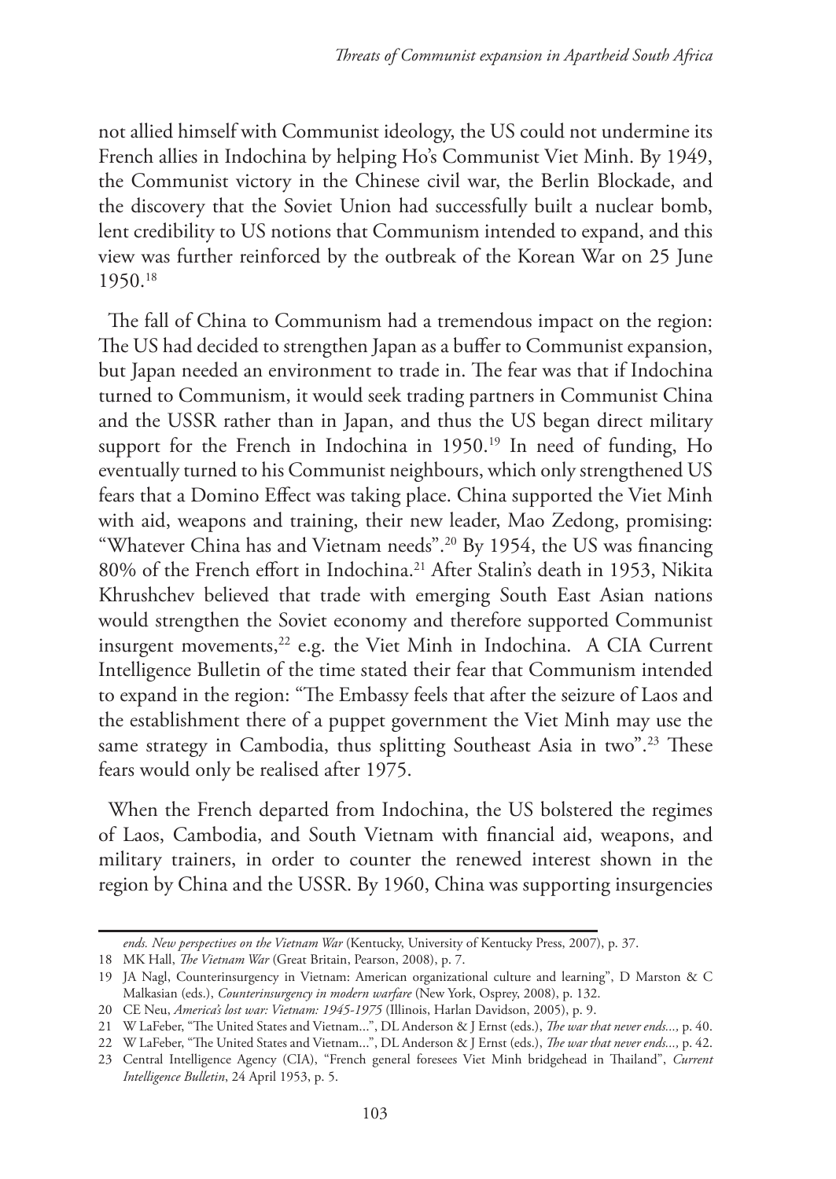not allied himself with Communist ideology, the US could not undermine its French allies in Indochina by helping Ho's Communist Viet Minh. By 1949, the Communist victory in the Chinese civil war, the Berlin Blockade, and the discovery that the Soviet Union had successfully built a nuclear bomb, lent credibility to US notions that Communism intended to expand, and this view was further reinforced by the outbreak of the Korean War on 25 June 1950.[18]

The fall of China to Communism had a tremendous impact on the region: The US had decided to strengthen Japan as a buffer to Communist expansion, but Japan needed an environment to trade in. The fear was that if Indochina turned to Communism, it would seek trading partners in Communist China and the USSR rather than in Japan, and thus the US began direct military support for the French in Indochina in 1950.[19] In need of funding, Ho eventually turned to his Communist neighbours, which only strengthened US fears that a Domino Effect was taking place. China supported the Viet Minh with aid, weapons and training, their new leader, Mao Zedong, promising: "Whatever China has and Vietnam needs".[20] By 1954, the US was financing 80% of the French effort in Indochina.[21] After Stalin's death in 1953, Nikita Khrushchev believed that trade with emerging South East Asian nations would strengthen the Soviet economy and therefore supported Communist insurgent movements,[22] e.g. the Viet Minh in Indochina. A CIA Current Intelligence Bulletin of the time stated their fear that Communism intended to expand in the region: "The Embassy feels that after the seizure of Laos and the establishment there of a puppet government the Viet Minh may use the same strategy in Cambodia, thus splitting Southeast Asia in two".[23] These fears would only be realised after 1975.

When the French departed from Indochina, the US bolstered the regimes of Laos, Cambodia, and South Vietnam with financial aid, weapons, and military trainers, in order to counter the renewed interest shown in the region by China and the USSR. By 1960, China was supporting insurgencies

---

*ends. New perspectives on the Vietnam War* (Kentucky, University of Kentucky Press, 2007), p. 37.

18 MK Hall, *The Vietnam War* (Great Britain, Pearson, 2008), p. 7.

19 JA Nagl, Counterinsurgency in Vietnam: American organizational culture and learning", D Marston & C Malkasian (eds.), *Counterinsurgency in modern warfare* (New York, Osprey, 2008), p. 132.

20 CE Neu, *America's lost war: Vietnam: 1945-1975* (Illinois, Harlan Davidson, 2005), p. 9.

21 W LaFeber, "The United States and Vietnam...", DL Anderson & J Ernst (eds.), *The war that never ends...,* p. 40.

22 W LaFeber, "The United States and Vietnam...", DL Anderson & J Ernst (eds.), *The war that never ends...,* p. 42.

23 Central Intelligence Agency (CIA), "French general foresees Viet Minh bridgehead in Thailand", *Current Intelligence Bulletin*, 24 April 1953, p. 5.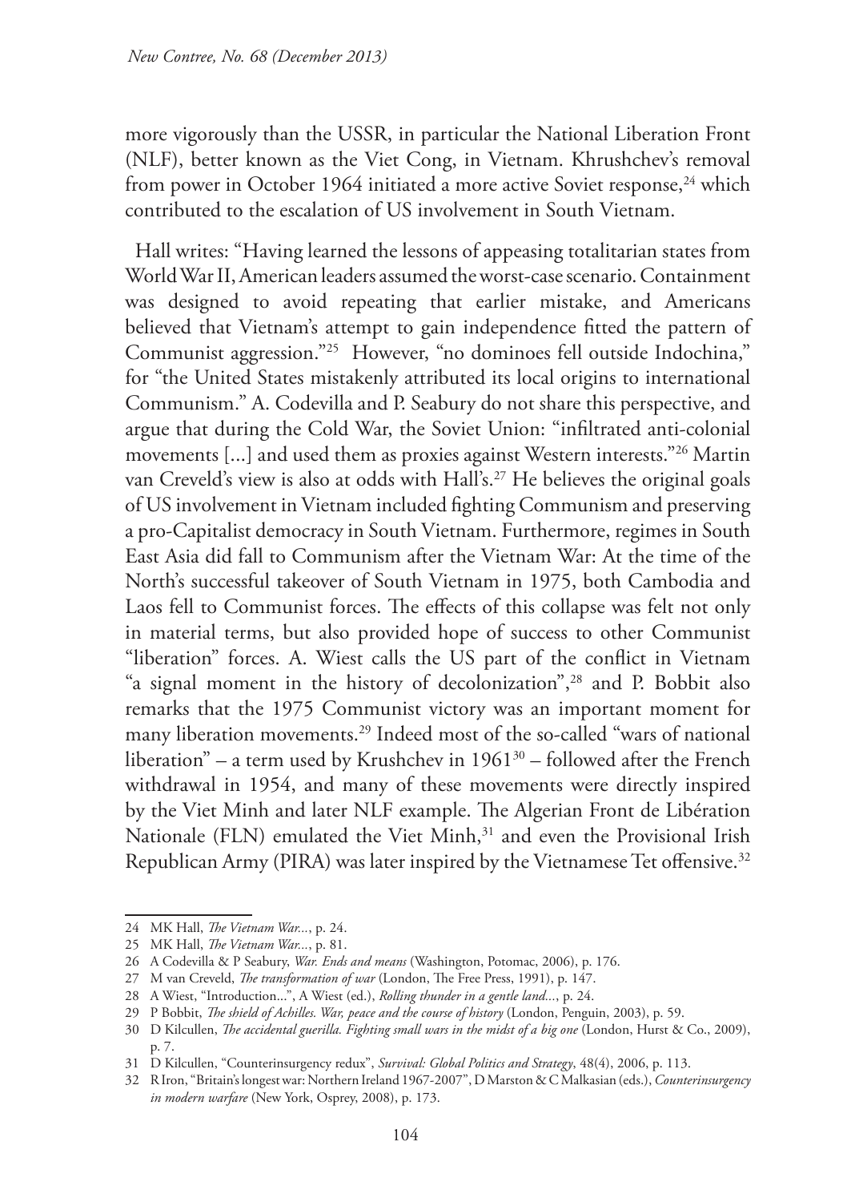more vigorously than the USSR, in particular the National Liberation Front (NLF), better known as the Viet Cong, in Vietnam. Khrushchev's removal from power in October 1964 initiated a more active Soviet response,[24] which contributed to the escalation of US involvement in South Vietnam.

Hall writes: "Having learned the lessons of appeasing totalitarian states from World War II, American leaders assumed the worst-case scenario. Containment was designed to avoid repeating that earlier mistake, and Americans believed that Vietnam's attempt to gain independence fitted the pattern of Communist aggression."[25] However, "no dominoes fell outside Indochina," for "the United States mistakenly attributed its local origins to international Communism." A. Codevilla and P. Seabury do not share this perspective, and argue that during the Cold War, the Soviet Union: "infiltrated anti-colonial movements [...] and used them as proxies against Western interests."[26] Martin van Creveld's view is also at odds with Hall's.[27] He believes the original goals of US involvement in Vietnam included fighting Communism and preserving a pro-Capitalist democracy in South Vietnam. Furthermore, regimes in South East Asia did fall to Communism after the Vietnam War: At the time of the North's successful takeover of South Vietnam in 1975, both Cambodia and Laos fell to Communist forces. The effects of this collapse was felt not only in material terms, but also provided hope of success to other Communist "liberation" forces. A. Wiest calls the US part of the conflict in Vietnam "a signal moment in the history of decolonization",[28] and P. Bobbit also remarks that the 1975 Communist victory was an important moment for many liberation movements.[29] Indeed most of the so-called "wars of national liberation" – a term used by Krushchev in 1961[30] – followed after the French withdrawal in 1954, and many of these movements were directly inspired by the Viet Minh and later NLF example. The Algerian Front de Libération Nationale (FLN) emulated the Viet Minh,[31] and even the Provisional Irish Republican Army (PIRA) was later inspired by the Vietnamese Tet offensive.[32]

---

24 MK Hall, *The Vietnam War...*, p. 24.

25 MK Hall, *The Vietnam War...*, p. 81.

26 A Codevilla & P Seabury, *War. Ends and means* (Washington, Potomac, 2006), p. 176.

27 M van Creveld, *The transformation of war* (London, The Free Press, 1991), p. 147.

28 A Wiest, "Introduction...", A Wiest (ed.), *Rolling thunder in a gentle land...*, p. 24.

29 P Bobbit, *The shield of Achilles. War, peace and the course of history* (London, Penguin, 2003), p. 59.

30 D Kilcullen, *The accidental guerilla. Fighting small wars in the midst of a big one* (London, Hurst & Co., 2009), p. 7.

31 D Kilcullen, "Counterinsurgency redux", *Survival: Global Politics and Strategy*, 48(4), 2006, p. 113.

32 R Iron, "Britain's longest war: Northern Ireland 1967-2007", D Marston & C Malkasian (eds.), *Counterinsurgency in modern warfare* (New York, Osprey, 2008), p. 173.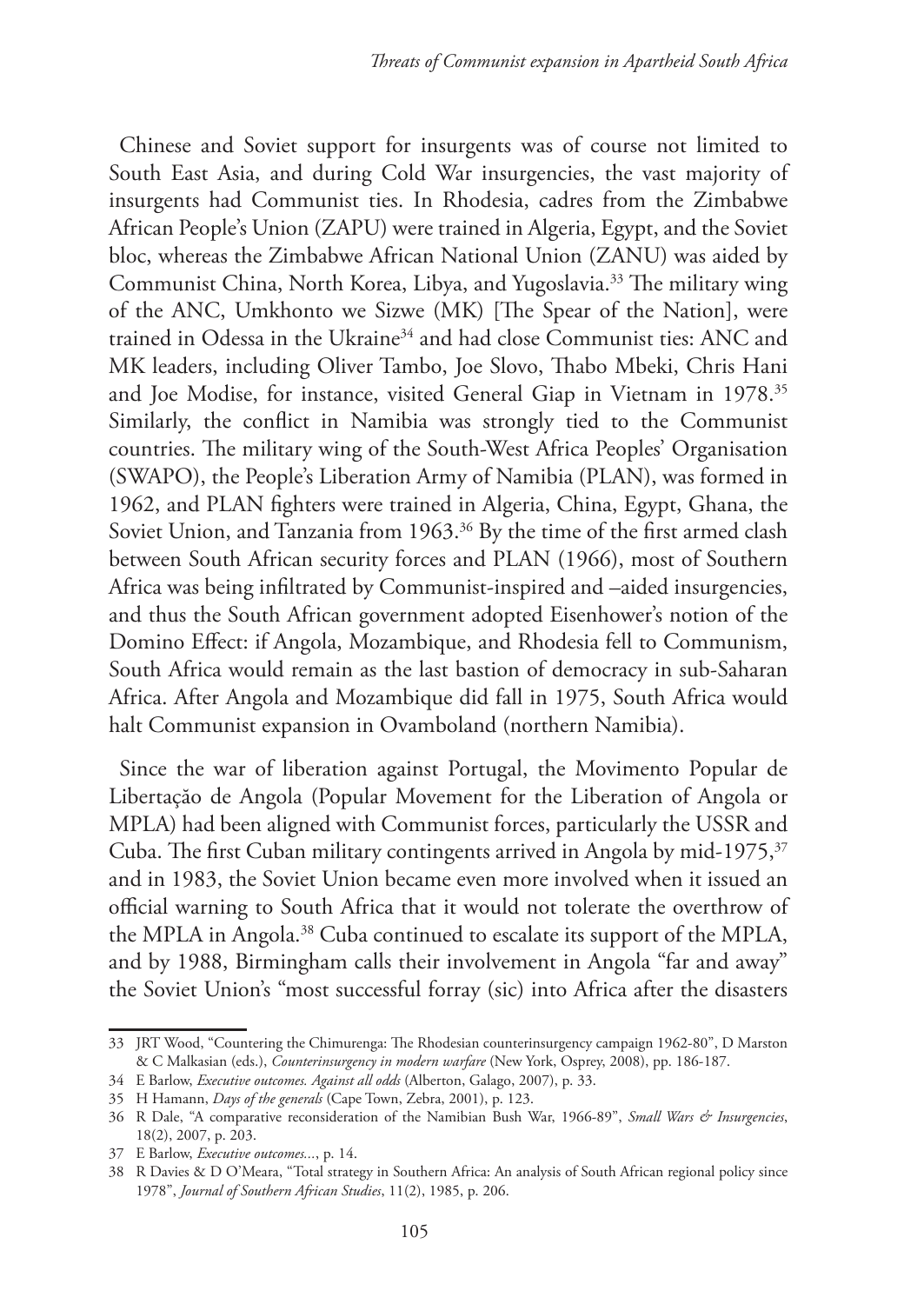Chinese and Soviet support for insurgents was of course not limited to South East Asia, and during Cold War insurgencies, the vast majority of insurgents had Communist ties. In Rhodesia, cadres from the Zimbabwe African People's Union (ZAPU) were trained in Algeria, Egypt, and the Soviet bloc, whereas the Zimbabwe African National Union (ZANU) was aided by Communist China, North Korea, Libya, and Yugoslavia.[33] The military wing of the ANC, Umkhonto we Sizwe (MK) [The Spear of the Nation], were trained in Odessa in the Ukraine[34] and had close Communist ties: ANC and MK leaders, including Oliver Tambo, Joe Slovo, Thabo Mbeki, Chris Hani and Joe Modise, for instance, visited General Giap in Vietnam in 1978.[35] Similarly, the conflict in Namibia was strongly tied to the Communist countries. The military wing of the South-West Africa Peoples' Organisation (SWAPO), the People's Liberation Army of Namibia (PLAN), was formed in 1962, and PLAN fighters were trained in Algeria, China, Egypt, Ghana, the Soviet Union, and Tanzania from 1963.[36] By the time of the first armed clash between South African security forces and PLAN (1966), most of Southern Africa was being infiltrated by Communist-inspired and –aided insurgencies, and thus the South African government adopted Eisenhower's notion of the Domino Effect: if Angola, Mozambique, and Rhodesia fell to Communism, South Africa would remain as the last bastion of democracy in sub-Saharan Africa. After Angola and Mozambique did fall in 1975, South Africa would halt Communist expansion in Ovamboland (northern Namibia).

Since the war of liberation against Portugal, the Movimento Popular de Libertação de Angola (Popular Movement for the Liberation of Angola or MPLA) had been aligned with Communist forces, particularly the USSR and Cuba. The first Cuban military contingents arrived in Angola by mid-1975,[37] and in 1983, the Soviet Union became even more involved when it issued an official warning to South Africa that it would not tolerate the overthrow of the MPLA in Angola.[38] Cuba continued to escalate its support of the MPLA, and by 1988, Birmingham calls their involvement in Angola "far and away" the Soviet Union's "most successful forray (sic) into Africa after the disasters

---

33 JRT Wood, "Countering the Chimurenga: The Rhodesian counterinsurgency campaign 1962-80", D Marston & C Malkasian (eds.), *Counterinsurgency in modern warfare* (New York, Osprey, 2008), pp. 186-187.

34 E Barlow, *Executive outcomes. Against all odds* (Alberton, Galago, 2007), p. 33.

35 H Hamann, *Days of the generals* (Cape Town, Zebra, 2001), p. 123.

36 R Dale, "A comparative reconsideration of the Namibian Bush War, 1966-89", *Small Wars & Insurgencies*, 18(2), 2007, p. 203.

37 E Barlow, *Executive outcomes...*, p. 14.

38 R Davies & D O'Meara, "Total strategy in Southern Africa: An analysis of South African regional policy since 1978", *Journal of Southern African Studies*, 11(2), 1985, p. 206.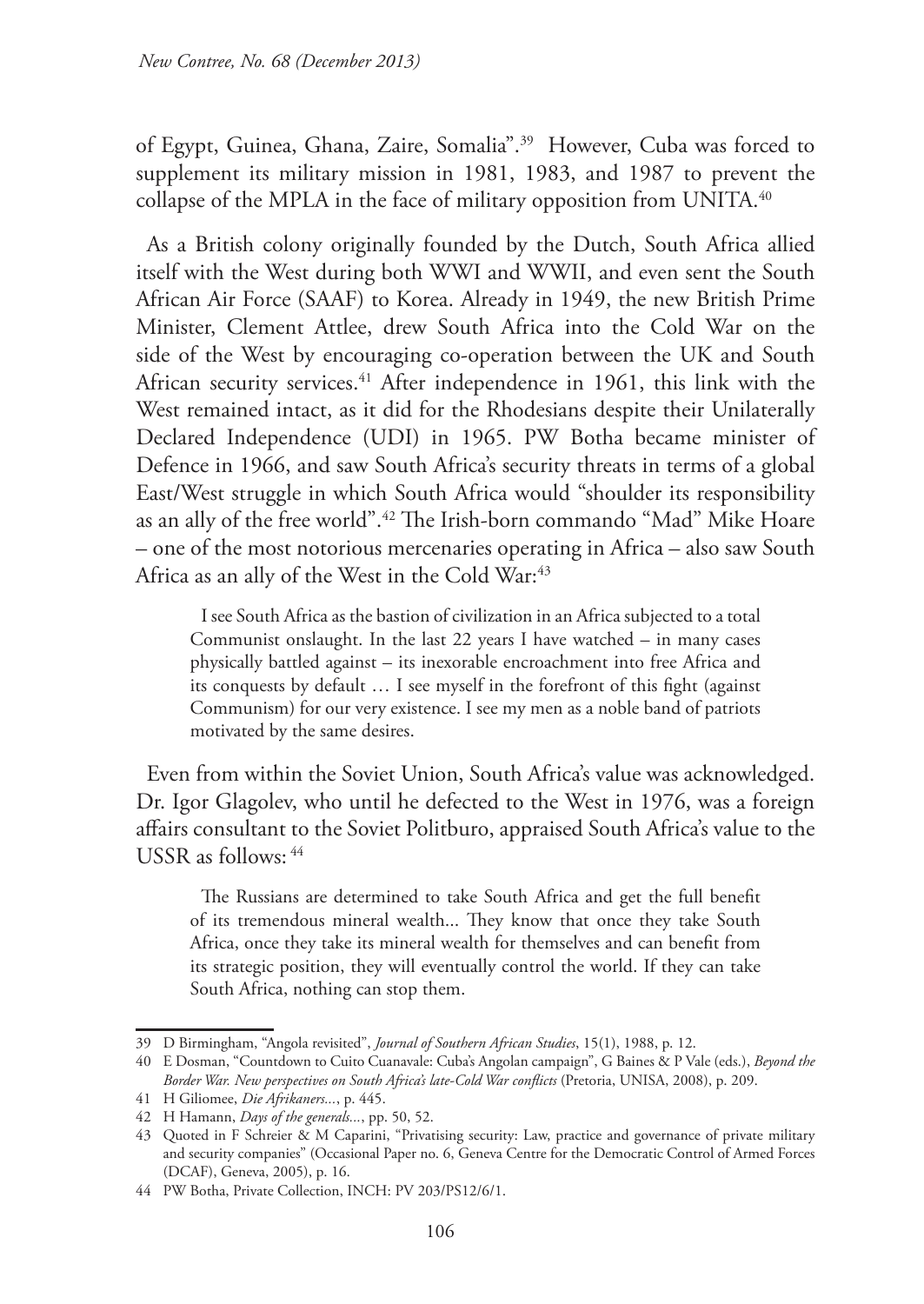of Egypt, Guinea, Ghana, Zaire, Somalia".[39] However, Cuba was forced to supplement its military mission in 1981, 1983, and 1987 to prevent the collapse of the MPLA in the face of military opposition from UNITA.[40]

As a British colony originally founded by the Dutch, South Africa allied itself with the West during both WWI and WWII, and even sent the South African Air Force (SAAF) to Korea. Already in 1949, the new British Prime Minister, Clement Attlee, drew South Africa into the Cold War on the side of the West by encouraging co-operation between the UK and South African security services.[41] After independence in 1961, this link with the West remained intact, as it did for the Rhodesians despite their Unilaterally Declared Independence (UDI) in 1965. PW Botha became minister of Defence in 1966, and saw South Africa's security threats in terms of a global East/West struggle in which South Africa would "shoulder its responsibility as an ally of the free world".[42] The Irish-born commando "Mad" Mike Hoare – one of the most notorious mercenaries operating in Africa – also saw South Africa as an ally of the West in the Cold War:[43]

> I see South Africa as the bastion of civilization in an Africa subjected to a total Communist onslaught. In the last 22 years I have watched – in many cases physically battled against – its inexorable encroachment into free Africa and its conquests by default … I see myself in the forefront of this fight (against Communism) for our very existence. I see my men as a noble band of patriots motivated by the same desires.

Even from within the Soviet Union, South Africa's value was acknowledged. Dr. Igor Glagolev, who until he defected to the West in 1976, was a foreign affairs consultant to the Soviet Politburo, appraised South Africa's value to the USSR as follows: [44]

> The Russians are determined to take South Africa and get the full benefit of its tremendous mineral wealth... They know that once they take South Africa, once they take its mineral wealth for themselves and can benefit from its strategic position, they will eventually control the world. If they can take South Africa, nothing can stop them.

---

39 D Birmingham, "Angola revisited", *Journal of Southern African Studies*, 15(1), 1988, p. 12.

40 E Dosman, "Countdown to Cuito Cuanavale: Cuba's Angolan campaign", G Baines & P Vale (eds.), *Beyond the Border War. New perspectives on South Africa's late-Cold War conflicts* (Pretoria, UNISA, 2008), p. 209.

41 H Giliomee, *Die Afrikaners...*, p. 445.

42 H Hamann, *Days of the generals...*, pp. 50, 52.

43 Quoted in F Schreier & M Caparini, "Privatising security: Law, practice and governance of private military and security companies" (Occasional Paper no. 6, Geneva Centre for the Democratic Control of Armed Forces (DCAF), Geneva, 2005), p. 16.

44 PW Botha, Private Collection, INCH: PV 203/PS12/6/1.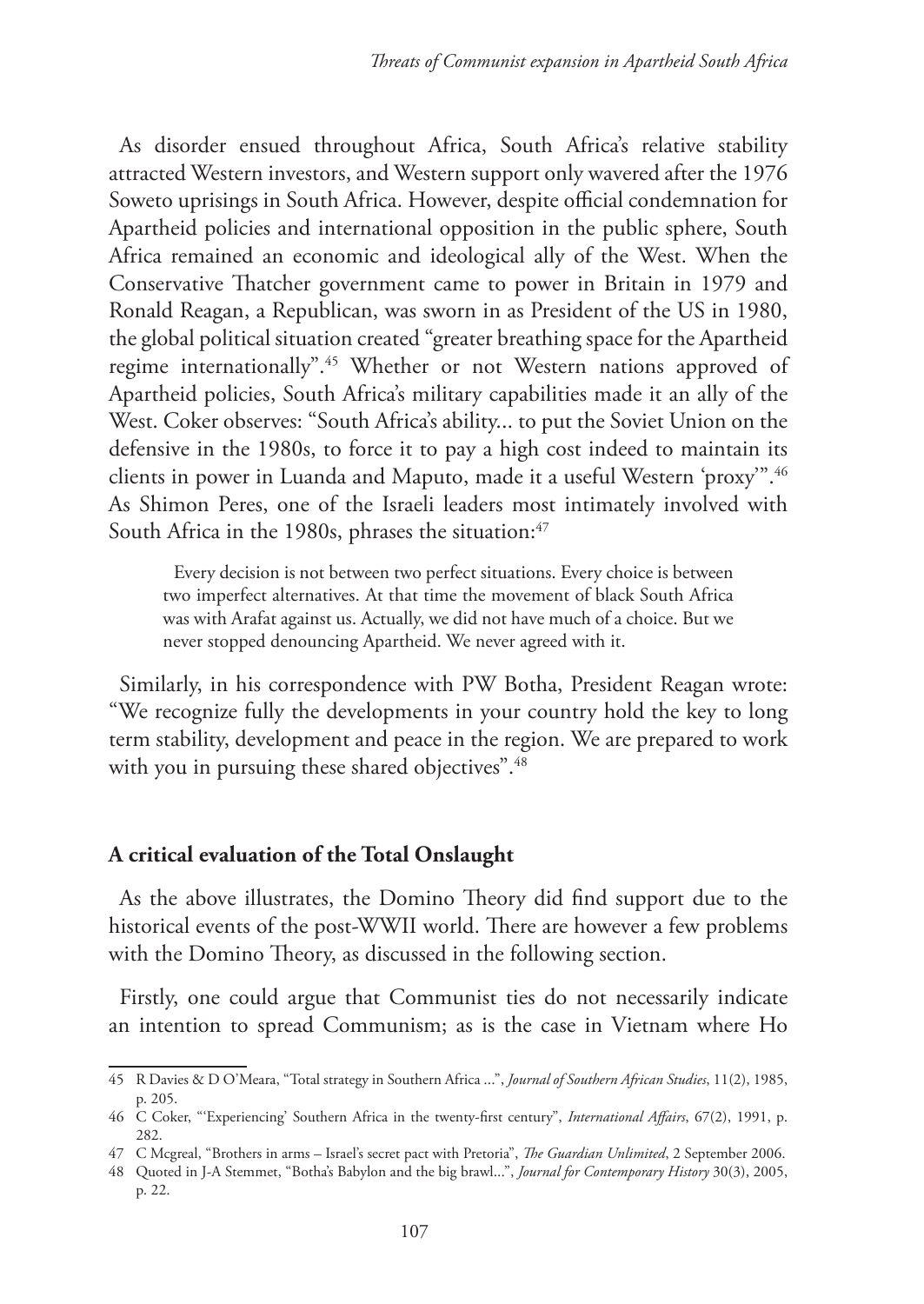As disorder ensued throughout Africa, South Africa's relative stability attracted Western investors, and Western support only wavered after the 1976 Soweto uprisings in South Africa. However, despite official condemnation for Apartheid policies and international opposition in the public sphere, South Africa remained an economic and ideological ally of the West. When the Conservative Thatcher government came to power in Britain in 1979 and Ronald Reagan, a Republican, was sworn in as President of the US in 1980, the global political situation created "greater breathing space for the Apartheid regime internationally".[45] Whether or not Western nations approved of Apartheid policies, South Africa's military capabilities made it an ally of the West. Coker observes: "South Africa's ability... to put the Soviet Union on the defensive in the 1980s, to force it to pay a high cost indeed to maintain its clients in power in Luanda and Maputo, made it a useful Western 'proxy'".[46] As Shimon Peres, one of the Israeli leaders most intimately involved with South Africa in the 1980s, phrases the situation:[47]

> Every decision is not between two perfect situations. Every choice is between two imperfect alternatives. At that time the movement of black South Africa was with Arafat against us. Actually, we did not have much of a choice. But we never stopped denouncing Apartheid. We never agreed with it.

Similarly, in his correspondence with PW Botha, President Reagan wrote: "We recognize fully the developments in your country hold the key to long term stability, development and peace in the region. We are prepared to work with you in pursuing these shared objectives".[48]

**A critical evaluation of the Total Onslaught**

As the above illustrates, the Domino Theory did find support due to the historical events of the post-WWII world. There are however a few problems with the Domino Theory, as discussed in the following section.

Firstly, one could argue that Communist ties do not necessarily indicate an intention to spread Communism; as is the case in Vietnam where Ho

---

45 R Davies & D O'Meara, "Total strategy in Southern Africa ...", *Journal of Southern African Studies*, 11(2), 1985, p. 205.

46 C Coker, "'Experiencing' Southern Africa in the twenty-first century", *International Affairs*, 67(2), 1991, p. 282.

47 C Mcgreal, "Brothers in arms – Israel's secret pact with Pretoria", *The Guardian Unlimited*, 2 September 2006.

48 Quoted in J-A Stemmet, "Botha's Babylon and the big brawl...", *Journal for Contemporary History* 30(3), 2005, p. 22.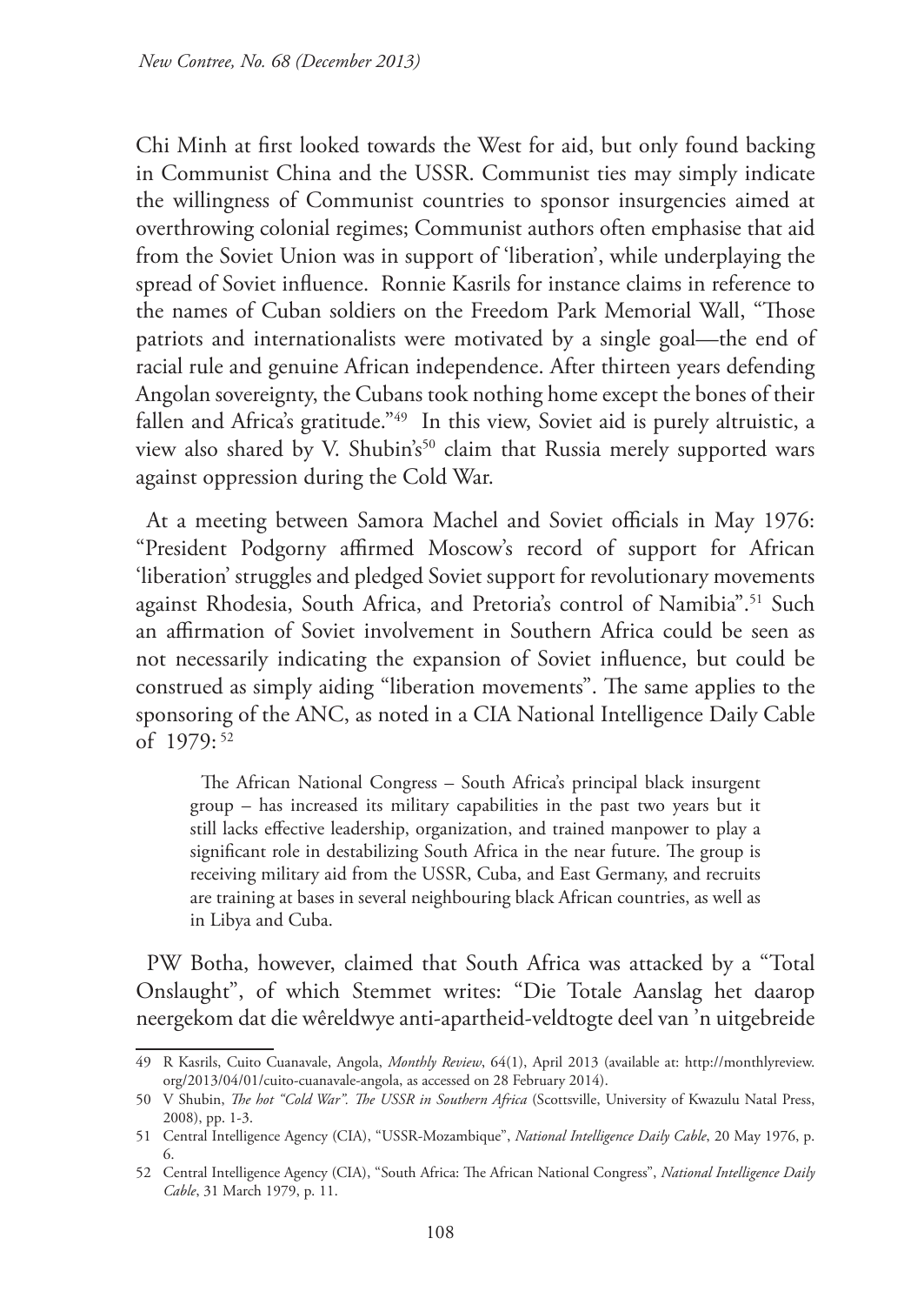Chi Minh at first looked towards the West for aid, but only found backing in Communist China and the USSR. Communist ties may simply indicate the willingness of Communist countries to sponsor insurgencies aimed at overthrowing colonial regimes; Communist authors often emphasise that aid from the Soviet Union was in support of 'liberation', while underplaying the spread of Soviet influence. Ronnie Kasrils for instance claims in reference to the names of Cuban soldiers on the Freedom Park Memorial Wall, "Those patriots and internationalists were motivated by a single goal—the end of racial rule and genuine African independence. After thirteen years defending Angolan sovereignty, the Cubans took nothing home except the bones of their fallen and Africa's gratitude."[49] In this view, Soviet aid is purely altruistic, a view also shared by V. Shubin's[50] claim that Russia merely supported wars against oppression during the Cold War.

At a meeting between Samora Machel and Soviet officials in May 1976: "President Podgorny affirmed Moscow's record of support for African 'liberation' struggles and pledged Soviet support for revolutionary movements against Rhodesia, South Africa, and Pretoria's control of Namibia".[51] Such an affirmation of Soviet involvement in Southern Africa could be seen as not necessarily indicating the expansion of Soviet influence, but could be construed as simply aiding "liberation movements". The same applies to the sponsoring of the ANC, as noted in a CIA National Intelligence Daily Cable of 1979:[52]

> The African National Congress – South Africa's principal black insurgent group – has increased its military capabilities in the past two years but it still lacks effective leadership, organization, and trained manpower to play a significant role in destabilizing South Africa in the near future. The group is receiving military aid from the USSR, Cuba, and East Germany, and recruits are training at bases in several neighbouring black African countries, as well as in Libya and Cuba.

PW Botha, however, claimed that South Africa was attacked by a "Total Onslaught", of which Stemmet writes: "Die Totale Aanslag het daarop neergekom dat die wêreldwye anti-apartheid-veldtogte deel van 'n uitgebreide

---

49 R Kasrils, Cuito Cuanavale, Angola, *Monthly Review*, 64(1), April 2013 (available at: http://monthlyreview.org/2013/04/01/cuito-cuanavale-angola, as accessed on 28 February 2014).

50 V Shubin, *The hot "Cold War". The USSR in Southern Africa* (Scottsville, University of Kwazulu Natal Press, 2008), pp. 1-3.

51 Central Intelligence Agency (CIA), "USSR-Mozambique", *National Intelligence Daily Cable*, 20 May 1976, p. 6.

52 Central Intelligence Agency (CIA), "South Africa: The African National Congress", *National Intelligence Daily Cable*, 31 March 1979, p. 11.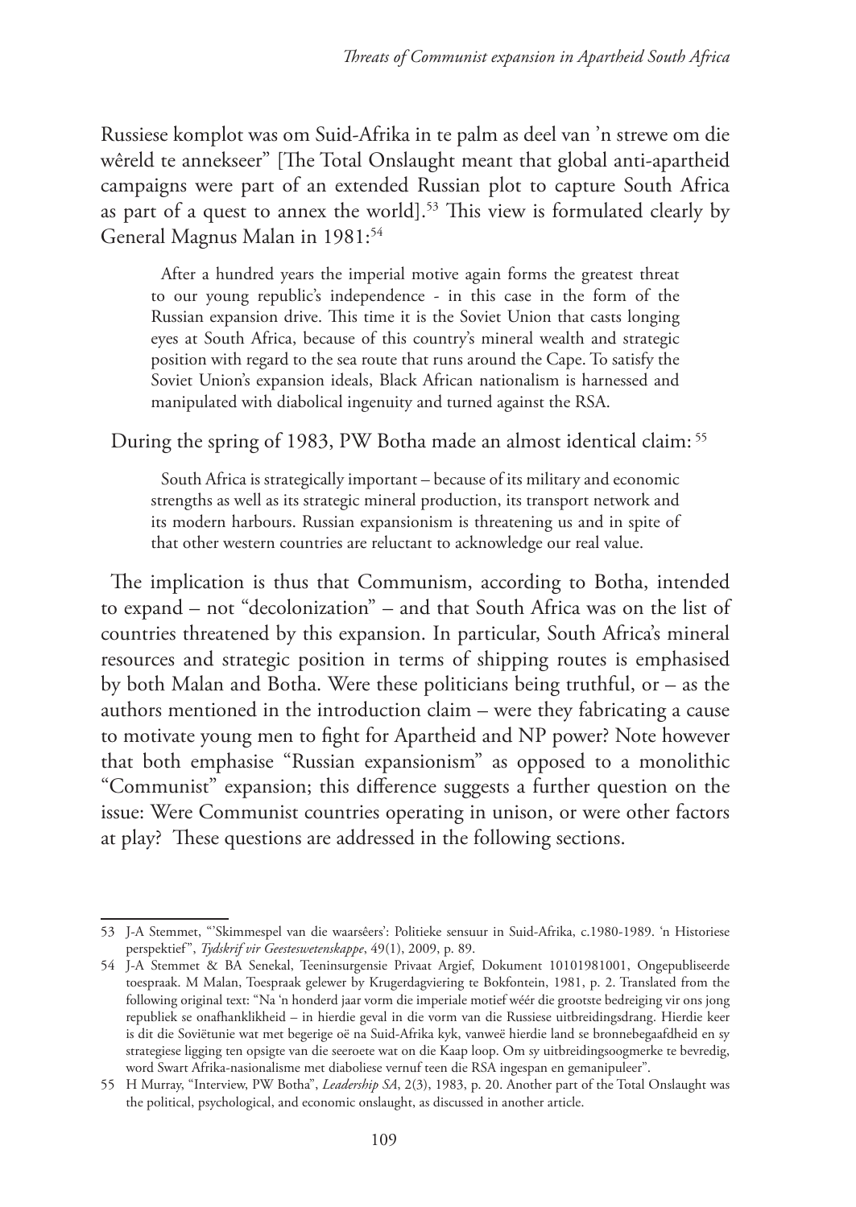Russiese komplot was om Suid-Afrika in te palm as deel van 'n strewe om die wêreld te annekseer" [The Total Onslaught meant that global anti-apartheid campaigns were part of an extended Russian plot to capture South Africa as part of a quest to annex the world].[53] This view is formulated clearly by General Magnus Malan in 1981:[54]

> After a hundred years the imperial motive again forms the greatest threat to our young republic's independence - in this case in the form of the Russian expansion drive. This time it is the Soviet Union that casts longing eyes at South Africa, because of this country's mineral wealth and strategic position with regard to the sea route that runs around the Cape. To satisfy the Soviet Union's expansion ideals, Black African nationalism is harnessed and manipulated with diabolical ingenuity and turned against the RSA.

During the spring of 1983, PW Botha made an almost identical claim:[55]

> South Africa is strategically important – because of its military and economic strengths as well as its strategic mineral production, its transport network and its modern harbours. Russian expansionism is threatening us and in spite of that other western countries are reluctant to acknowledge our real value.

The implication is thus that Communism, according to Botha, intended to expand – not "decolonization" – and that South Africa was on the list of countries threatened by this expansion. In particular, South Africa's mineral resources and strategic position in terms of shipping routes is emphasised by both Malan and Botha. Were these politicians being truthful, or – as the authors mentioned in the introduction claim – were they fabricating a cause to motivate young men to fight for Apartheid and NP power? Note however that both emphasise "Russian expansionism" as opposed to a monolithic "Communist" expansion; this difference suggests a further question on the issue: Were Communist countries operating in unison, or were other factors at play? These questions are addressed in the following sections.

---

53 J-A Stemmet, "'Skimmespel van die waarsêers': Politieke sensuur in Suid-Afrika, c.1980-1989. 'n Historiese perspektief", *Tydskrif vir Geesteswetenskappe*, 49(1), 2009, p. 89.

54 J-A Stemmet & BA Senekal, Teeninsurgensie Privaat Argief, Dokument 10101981001, Ongepubliseerde toespraak. M Malan, Toespraak gelewer by Krugerdagviering te Bokfontein, 1981, p. 2. Translated from the following original text: "Na 'n honderd jaar vorm die imperiale motief wéér die grootste bedreiging vir ons jong republiek se onafhanklikheid – in hierdie geval in die vorm van die Russiese uitbreidingsdrang. Hierdie keer is dit die Sowjetunie wat met begerige oë na Suid-Afrika kyk, vanweë hierdie land se bronnebegaafdheid en sy strategiese ligging ten opsigte van die seeroete wat om die Kaap loop. Om sy uitbreidingsoogmerke te bevredig, word Swart Afrika-nasionalisme met diaboliese vernuf teen die RSA ingespan en gemanipuleer".

55 H Murray, "Interview, PW Botha", *Leadership SA*, 2(3), 1983, p. 20. Another part of the Total Onslaught was the political, psychological, and economic onslaught, as discussed in another article.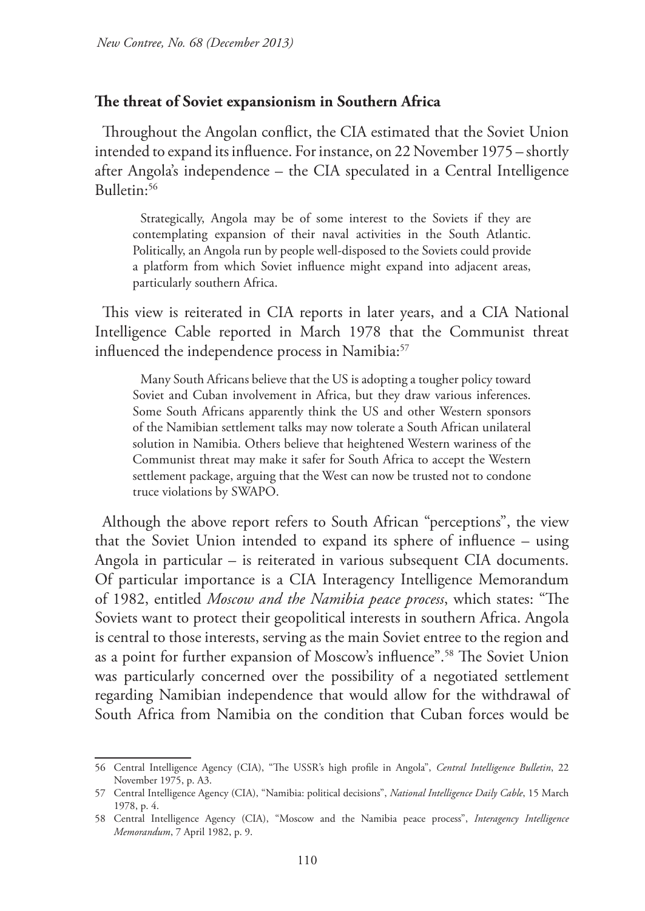## The threat of Soviet expansionism in Southern Africa

Throughout the Angolan conflict, the CIA estimated that the Soviet Union intended to expand its influence. For instance, on 22 November 1975 – shortly after Angola's independence – the CIA speculated in a Central Intelligence Bulletin:[56]

> Strategically, Angola may be of some interest to the Soviets if they are contemplating expansion of their naval activities in the South Atlantic. Politically, an Angola run by people well-disposed to the Soviets could provide a platform from which Soviet influence might expand into adjacent areas, particularly southern Africa.

This view is reiterated in CIA reports in later years, and a CIA National Intelligence Cable reported in March 1978 that the Communist threat influenced the independence process in Namibia:[57]

> Many South Africans believe that the US is adopting a tougher policy toward Soviet and Cuban involvement in Africa, but they draw various inferences. Some South Africans apparently think the US and other Western sponsors of the Namibian settlement talks may now tolerate a South African unilateral solution in Namibia. Others believe that heightened Western wariness of the Communist threat may make it safer for South Africa to accept the Western settlement package, arguing that the West can now be trusted not to condone truce violations by SWAPO.

Although the above report refers to South African "perceptions", the view that the Soviet Union intended to expand its sphere of influence – using Angola in particular – is reiterated in various subsequent CIA documents. Of particular importance is a CIA Interagency Intelligence Memorandum of 1982, entitled *Moscow and the Namibia peace process*, which states: "The Soviets want to protect their geopolitical interests in southern Africa. Angola is central to those interests, serving as the main Soviet entree to the region and as a point for further expansion of Moscow's influence".[58] The Soviet Union was particularly concerned over the possibility of a negotiated settlement regarding Namibian independence that would allow for the withdrawal of South Africa from Namibia on the condition that Cuban forces would be

---

56 Central Intelligence Agency (CIA), "The USSR's high profile in Angola", *Central Intelligence Bulletin*, 22 November 1975, p. A3.

57 Central Intelligence Agency (CIA), "Namibia: political decisions", *National Intelligence Daily Cable*, 15 March 1978, p. 4.

58 Central Intelligence Agency (CIA), "Moscow and the Namibia peace process", *Interagency Intelligence Memorandum*, 7 April 1982, p. 9.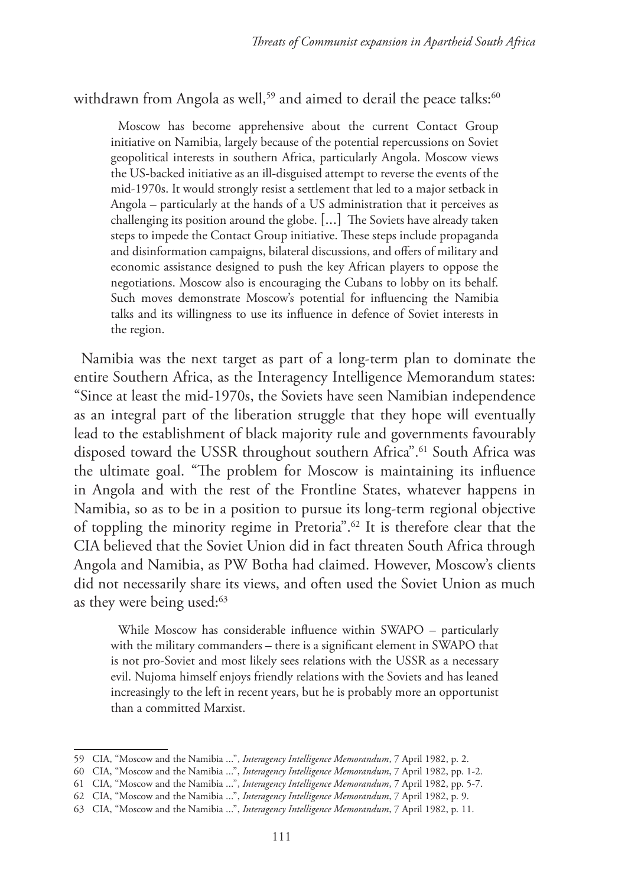withdrawn from Angola as well,[59] and aimed to derail the peace talks:[60]

> Moscow has become apprehensive about the current Contact Group initiative on Namibia, largely because of the potential repercussions on Soviet geopolitical interests in southern Africa, particularly Angola. Moscow views the US-backed initiative as an ill-disguised attempt to reverse the events of the mid-1970s. It would strongly resist a settlement that led to a major setback in Angola – particularly at the hands of a US administration that it perceives as challenging its position around the globe. [...] The Soviets have already taken steps to impede the Contact Group initiative. These steps include propaganda and disinformation campaigns, bilateral discussions, and offers of military and economic assistance designed to push the key African players to oppose the negotiations. Moscow also is encouraging the Cubans to lobby on its behalf. Such moves demonstrate Moscow's potential for influencing the Namibia talks and its willingness to use its influence in defence of Soviet interests in the region.

Namibia was the next target as part of a long-term plan to dominate the entire Southern Africa, as the Interagency Intelligence Memorandum states: "Since at least the mid-1970s, the Soviets have seen Namibian independence as an integral part of the liberation struggle that they hope will eventually lead to the establishment of black majority rule and governments favourably disposed toward the USSR throughout southern Africa".[61] South Africa was the ultimate goal. "The problem for Moscow is maintaining its influence in Angola and with the rest of the Frontline States, whatever happens in Namibia, so as to be in a position to pursue its long-term regional objective of toppling the minority regime in Pretoria".[62] It is therefore clear that the CIA believed that the Soviet Union did in fact threaten South Africa through Angola and Namibia, as PW Botha had claimed. However, Moscow's clients did not necessarily share its views, and often used the Soviet Union as much as they were being used:[63]

> While Moscow has considerable influence within SWAPO – particularly with the military commanders – there is a significant element in SWAPO that is not pro-Soviet and most likely sees relations with the USSR as a necessary evil. Nujoma himself enjoys friendly relations with the Soviets and has leaned increasingly to the left in recent years, but he is probably more an opportunist than a committed Marxist.

---

59 CIA, "Moscow and the Namibia ...", *Interagency Intelligence Memorandum*, 7 April 1982, p. 2.

60 CIA, "Moscow and the Namibia ...", *Interagency Intelligence Memorandum*, 7 April 1982, pp. 1-2.

61 CIA, "Moscow and the Namibia ...", *Interagency Intelligence Memorandum*, 7 April 1982, pp. 5-7.

62 CIA, "Moscow and the Namibia ...", *Interagency Intelligence Memorandum*, 7 April 1982, p. 9.

63 CIA, "Moscow and the Namibia ...", *Interagency Intelligence Memorandum*, 7 April 1982, p. 11.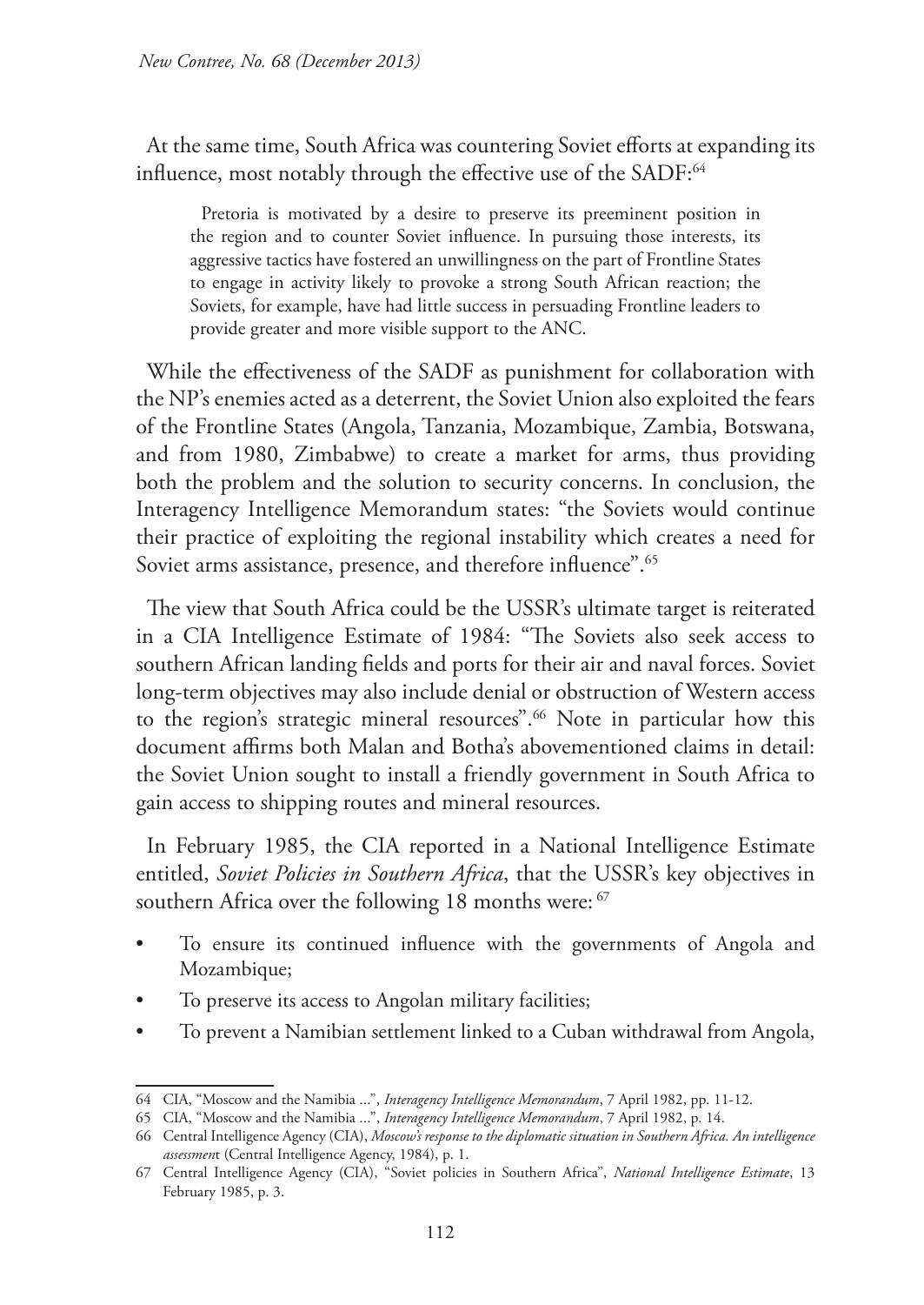At the same time, South Africa was countering Soviet efforts at expanding its influence, most notably through the effective use of the SADF:[64]

> Pretoria is motivated by a desire to preserve its preeminent position in the region and to counter Soviet influence. In pursuing those interests, its aggressive tactics have fostered an unwillingness on the part of Frontline States to engage in activity likely to provoke a strong South African reaction; the Soviets, for example, have had little success in persuading Frontline leaders to provide greater and more visible support to the ANC.

While the effectiveness of the SADF as punishment for collaboration with the NP's enemies acted as a deterrent, the Soviet Union also exploited the fears of the Frontline States (Angola, Tanzania, Mozambique, Zambia, Botswana, and from 1980, Zimbabwe) to create a market for arms, thus providing both the problem and the solution to security concerns. In conclusion, the Interagency Intelligence Memorandum states: "the Soviets would continue their practice of exploiting the regional instability which creates a need for Soviet arms assistance, presence, and therefore influence".[65]

The view that South Africa could be the USSR's ultimate target is reiterated in a CIA Intelligence Estimate of 1984: "The Soviets also seek access to southern African landing fields and ports for their air and naval forces. Soviet long-term objectives may also include denial or obstruction of Western access to the region's strategic mineral resources".[66] Note in particular how this document affirms both Malan and Botha's abovementioned claims in detail: the Soviet Union sought to install a friendly government in South Africa to gain access to shipping routes and mineral resources.

In February 1985, the CIA reported in a National Intelligence Estimate entitled, *Soviet Policies in Southern Africa*, that the USSR's key objectives in southern Africa over the following 18 months were: [67]

- To ensure its continued influence with the governments of Angola and Mozambique;
- To preserve its access to Angolan military facilities;
- To prevent a Namibian settlement linked to a Cuban withdrawal from Angola,

---

64 CIA, "Moscow and the Namibia ...", *Interagency Intelligence Memorandum*, 7 April 1982, pp. 11-12.

65 CIA, "Moscow and the Namibia ...", *Interagency Intelligence Memorandum*, 7 April 1982, p. 14.

66 Central Intelligence Agency (CIA), *Moscow's response to the diplomatic situation in Southern Africa. An intelligence assessment* (Central Intelligence Agency, 1984), p. 1.

67 Central Intelligence Agency (CIA), "Soviet policies in Southern Africa", *National Intelligence Estimate*, 13 February 1985, p. 3.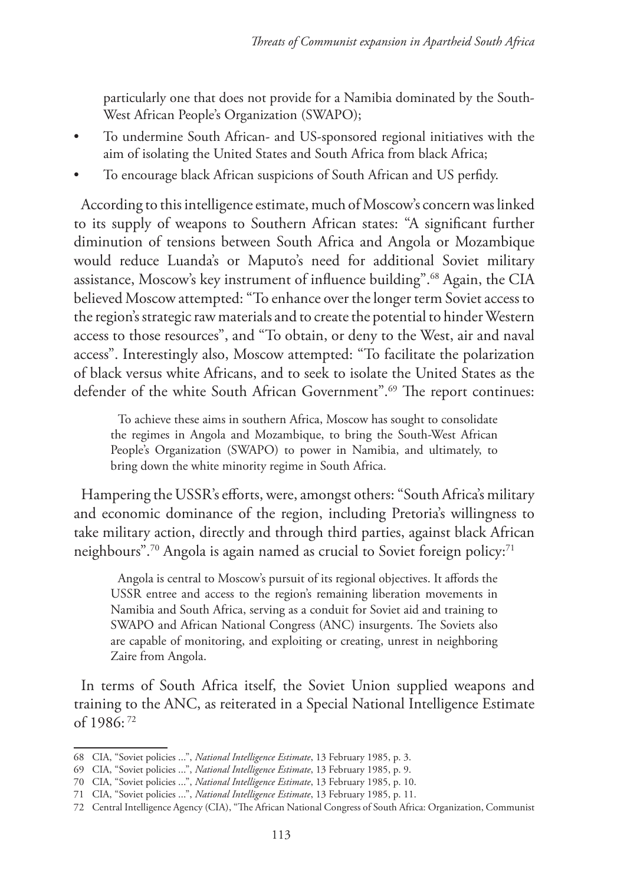particularly one that does not provide for a Namibia dominated by the South-West African People's Organization (SWAPO);

- To undermine South African- and US-sponsored regional initiatives with the aim of isolating the United States and South Africa from black Africa;
- To encourage black African suspicions of South African and US perfidy.

According to this intelligence estimate, much of Moscow's concern was linked to its supply of weapons to Southern African states: "A significant further diminution of tensions between South Africa and Angola or Mozambique would reduce Luanda's or Maputo's need for additional Soviet military assistance, Moscow's key instrument of influence building".[68] Again, the CIA believed Moscow attempted: "To enhance over the longer term Soviet access to the region's strategic raw materials and to create the potential to hinder Western access to those resources", and "To obtain, or deny to the West, air and naval access". Interestingly also, Moscow attempted: "To facilitate the polarization of black versus white Africans, and to seek to isolate the United States as the defender of the white South African Government".[69] The report continues:

> To achieve these aims in southern Africa, Moscow has sought to consolidate the regimes in Angola and Mozambique, to bring the South-West African People's Organization (SWAPO) to power in Namibia, and ultimately, to bring down the white minority regime in South Africa.

Hampering the USSR's efforts, were, amongst others: "South Africa's military and economic dominance of the region, including Pretoria's willingness to take military action, directly and through third parties, against black African neighbours".[70] Angola is again named as crucial to Soviet foreign policy:[71]

> Angola is central to Moscow's pursuit of its regional objectives. It affords the USSR entree and access to the region's remaining liberation movements in Namibia and South Africa, serving as a conduit for Soviet aid and training to SWAPO and African National Congress (ANC) insurgents. The Soviets also are capable of monitoring, and exploiting or creating, unrest in neighboring Zaire from Angola.

In terms of South Africa itself, the Soviet Union supplied weapons and training to the ANC, as reiterated in a Special National Intelligence Estimate of 1986: [72]

---

68 CIA, "Soviet policies ...", *National Intelligence Estimate*, 13 February 1985, p. 3.

69 CIA, "Soviet policies ...", *National Intelligence Estimate*, 13 February 1985, p. 9.

70 CIA, "Soviet policies ...", *National Intelligence Estimate*, 13 February 1985, p. 10.

71 CIA, "Soviet policies ...", *National Intelligence Estimate*, 13 February 1985, p. 11.

72 Central Intelligence Agency (CIA), "The African National Congress of South Africa: Organization, Communist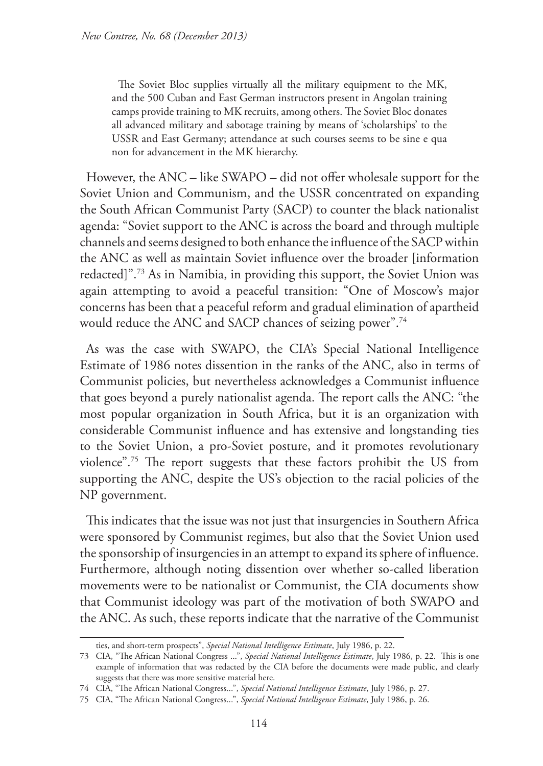> The Soviet Bloc supplies virtually all the military equipment to the MK, and the 500 Cuban and East German instructors present in Angolan training camps provide training to MK recruits, among others. The Soviet Bloc donates all advanced military and sabotage training by means of 'scholarships' to the USSR and East Germany; attendance at such courses seems to be sine e qua non for advancement in the MK hierarchy.

However, the ANC – like SWAPO – did not offer wholesale support for the Soviet Union and Communism, and the USSR concentrated on expanding the South African Communist Party (SACP) to counter the black nationalist agenda: "Soviet support to the ANC is across the board and through multiple channels and seems designed to both enhance the influence of the SACP within the ANC as well as maintain Soviet influence over the broader [information redacted]".[73] As in Namibia, in providing this support, the Soviet Union was again attempting to avoid a peaceful transition: "One of Moscow's major concerns has been that a peaceful reform and gradual elimination of apartheid would reduce the ANC and SACP chances of seizing power".[74]

As was the case with SWAPO, the CIA's Special National Intelligence Estimate of 1986 notes dissention in the ranks of the ANC, also in terms of Communist policies, but nevertheless acknowledges a Communist influence that goes beyond a purely nationalist agenda. The report calls the ANC: "the most popular organization in South Africa, but it is an organization with considerable Communist influence and has extensive and longstanding ties to the Soviet Union, a pro-Soviet posture, and it promotes revolutionary violence".[75] The report suggests that these factors prohibit the US from supporting the ANC, despite the US's objection to the racial policies of the NP government.

This indicates that the issue was not just that insurgencies in Southern Africa were sponsored by Communist regimes, but also that the Soviet Union used the sponsorship of insurgencies in an attempt to expand its sphere of influence. Furthermore, although noting dissention over whether so-called liberation movements were to be nationalist or Communist, the CIA documents show that Communist ideology was part of the motivation of both SWAPO and the ANC. As such, these reports indicate that the narrative of the Communist

---

ties, and short-term prospects", *Special National Intelligence Estimate*, July 1986, p. 22.

73 CIA, "The African National Congress ...", *Special National Intelligence Estimate*, July 1986, p. 22. This is one example of information that was redacted by the CIA before the documents were made public, and clearly suggests that there was more sensitive material here.

74 CIA, "The African National Congress...", *Special National Intelligence Estimate*, July 1986, p. 27.

75 CIA, "The African National Congress...", *Special National Intelligence Estimate*, July 1986, p. 26.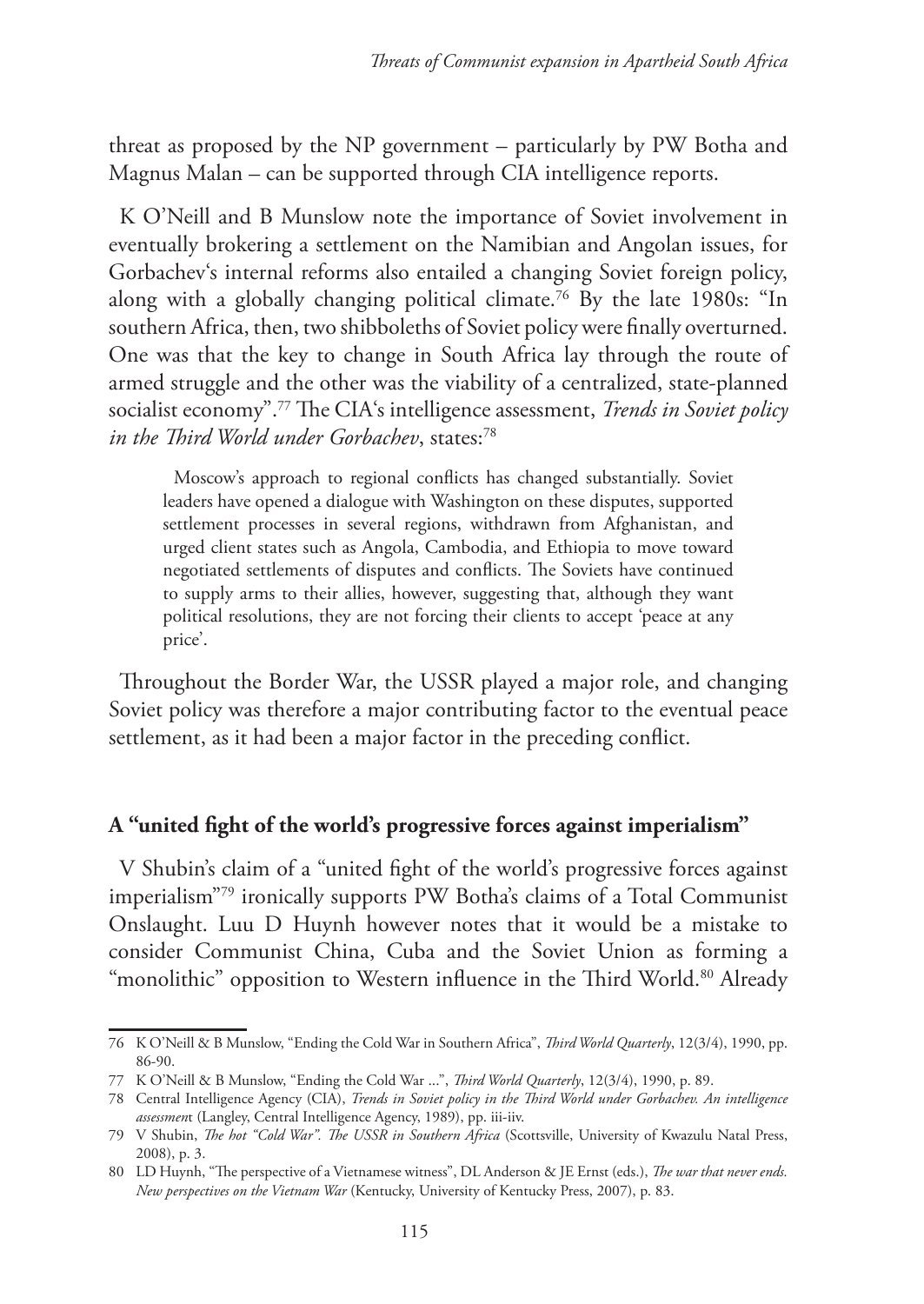threat as proposed by the NP government – particularly by PW Botha and Magnus Malan – can be supported through CIA intelligence reports.

K O'Neill and B Munslow note the importance of Soviet involvement in eventually brokering a settlement on the Namibian and Angolan issues, for Gorbachev's internal reforms also entailed a changing Soviet foreign policy, along with a globally changing political climate.[76] By the late 1980s: "In southern Africa, then, two shibboleths of Soviet policy were finally overturned. One was that the key to change in South Africa lay through the route of armed struggle and the other was the viability of a centralized, state-planned socialist economy".[77] The CIA's intelligence assessment, *Trends in Soviet policy in the Third World under Gorbachev*, states:[78]

> Moscow's approach to regional conflicts has changed substantially. Soviet leaders have opened a dialogue with Washington on these disputes, supported settlement processes in several regions, withdrawn from Afghanistan, and urged client states such as Angola, Cambodia, and Ethiopia to move toward negotiated settlements of disputes and conflicts. The Soviets have continued to supply arms to their allies, however, suggesting that, although they want political resolutions, they are not forcing their clients to accept 'peace at any price'.

Throughout the Border War, the USSR played a major role, and changing Soviet policy was therefore a major contributing factor to the eventual peace settlement, as it had been a major factor in the preceding conflict.

## A "united fight of the world's progressive forces against imperialism"

V Shubin's claim of a "united fight of the world's progressive forces against imperialism"[79] ironically supports PW Botha's claims of a Total Communist Onslaught. Luu D Huynh however notes that it would be a mistake to consider Communist China, Cuba and the Soviet Union as forming a "monolithic" opposition to Western influence in the Third World.[80] Already

---

76 K O'Neill & B Munslow, "Ending the Cold War in Southern Africa", *Third World Quarterly*, 12(3/4), 1990, pp. 86-90.

77 K O'Neill & B Munslow, "Ending the Cold War ...", *Third World Quarterly*, 12(3/4), 1990, p. 89.

78 Central Intelligence Agency (CIA), *Trends in Soviet policy in the Third World under Gorbachev. An intelligence assessment* (Langley, Central Intelligence Agency, 1989), pp. iii-iiv.

79 V Shubin, *The hot "Cold War". The USSR in Southern Africa* (Scottsville, University of Kwazulu Natal Press, 2008), p. 3.

80 LD Huynh, "The perspective of a Vietnamese witness", DL Anderson & JE Ernst (eds.), *The war that never ends. New perspectives on the Vietnam War* (Kentucky, University of Kentucky Press, 2007), p. 83.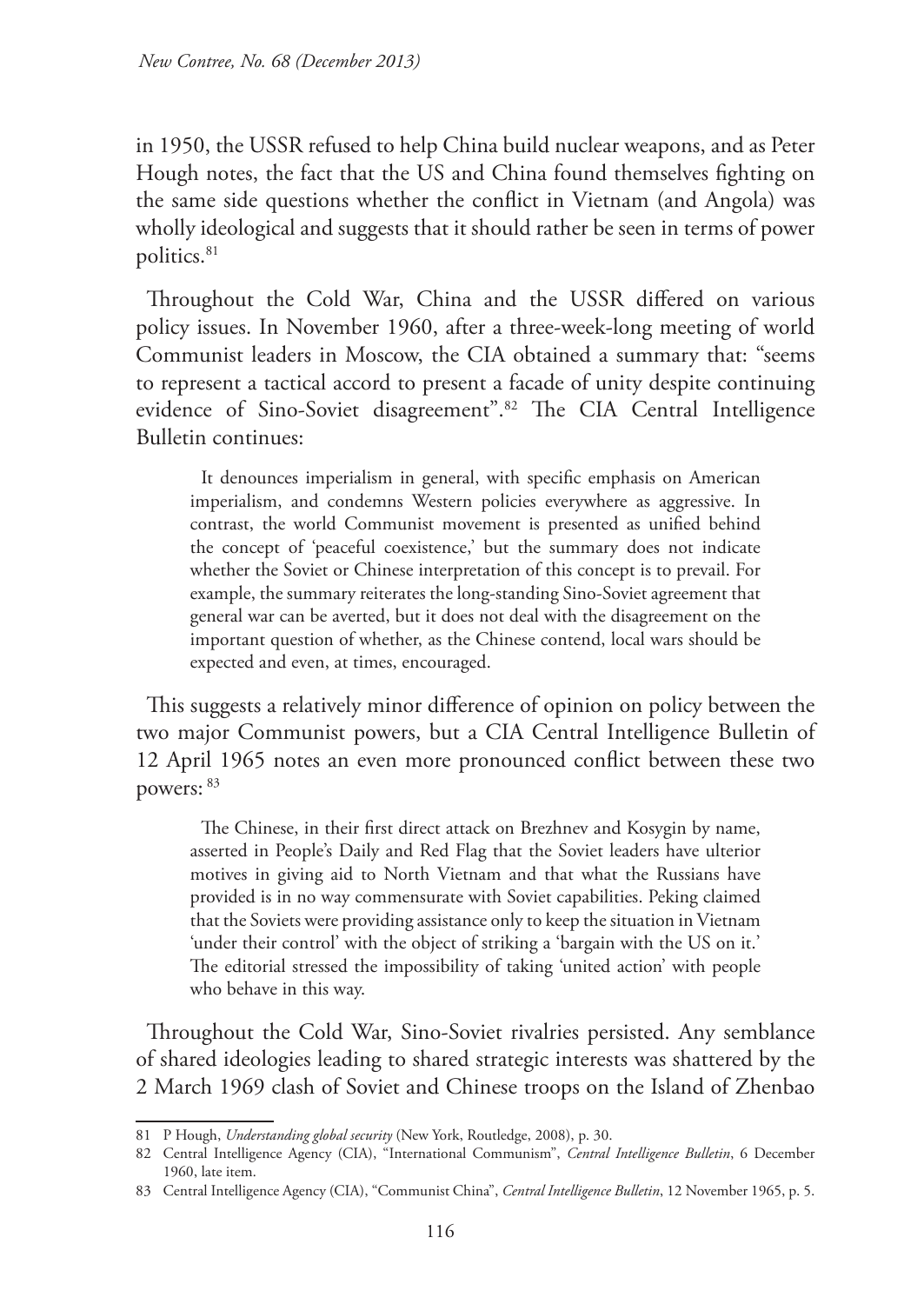in 1950, the USSR refused to help China build nuclear weapons, and as Peter Hough notes, the fact that the US and China found themselves fighting on the same side questions whether the conflict in Vietnam (and Angola) was wholly ideological and suggests that it should rather be seen in terms of power politics.[81]

Throughout the Cold War, China and the USSR differed on various policy issues. In November 1960, after a three-week-long meeting of world Communist leaders in Moscow, the CIA obtained a summary that: "seems to represent a tactical accord to present a facade of unity despite continuing evidence of Sino-Soviet disagreement".[82] The CIA Central Intelligence Bulletin continues:

> It denounces imperialism in general, with specific emphasis on American imperialism, and condemns Western policies everywhere as aggressive. In contrast, the world Communist movement is presented as unified behind the concept of 'peaceful coexistence,' but the summary does not indicate whether the Soviet or Chinese interpretation of this concept is to prevail. For example, the summary reiterates the long-standing Sino-Soviet agreement that general war can be averted, but it does not deal with the disagreement on the important question of whether, as the Chinese contend, local wars should be expected and even, at times, encouraged.

This suggests a relatively minor difference of opinion on policy between the two major Communist powers, but a CIA Central Intelligence Bulletin of 12 April 1965 notes an even more pronounced conflict between these two powers: [83]

> The Chinese, in their first direct attack on Brezhnev and Kosygin by name, asserted in People's Daily and Red Flag that the Soviet leaders have ulterior motives in giving aid to North Vietnam and that what the Russians have provided is in no way commensurate with Soviet capabilities. Peking claimed that the Soviets were providing assistance only to keep the situation in Vietnam 'under their control' with the object of striking a 'bargain with the US on it.' The editorial stressed the impossibility of taking 'united action' with people who behave in this way.

Throughout the Cold War, Sino-Soviet rivalries persisted. Any semblance of shared ideologies leading to shared strategic interests was shattered by the 2 March 1969 clash of Soviet and Chinese troops on the Island of Zhenbao

---

81 P Hough, *Understanding global security* (New York, Routledge, 2008), p. 30.

82 Central Intelligence Agency (CIA), "International Communism", *Central Intelligence Bulletin*, 6 December 1960, late item.

83 Central Intelligence Agency (CIA), "Communist China", *Central Intelligence Bulletin*, 12 November 1965, p. 5.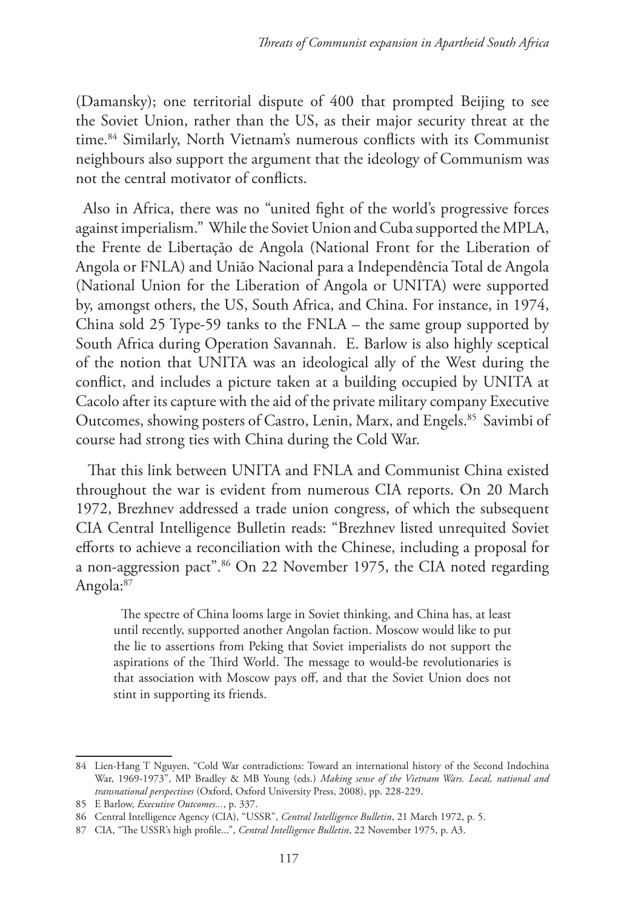(Damansky); one territorial dispute of 400 that prompted Beijing to see the Soviet Union, rather than the US, as their major security threat at the time.[84] Similarly, North Vietnam's numerous conflicts with its Communist neighbours also support the argument that the ideology of Communism was not the central motivator of conflicts.

Also in Africa, there was no "united fight of the world's progressive forces against imperialism." While the Soviet Union and Cuba supported the MPLA, the Frente de Libertação de Angola (National Front for the Liberation of Angola or FNLA) and União Nacional para a Independência Total de Angola (National Union for the Liberation of Angola or UNITA) were supported by, amongst others, the US, South Africa, and China. For instance, in 1974, China sold 25 Type-59 tanks to the FNLA – the same group supported by South Africa during Operation Savannah. E. Barlow is also highly sceptical of the notion that UNITA was an ideological ally of the West during the conflict, and includes a picture taken at a building occupied by UNITA at Cacolo after its capture with the aid of the private military company Executive Outcomes, showing posters of Castro, Lenin, Marx, and Engels.[85] Savimbi of course had strong ties with China during the Cold War.

That this link between UNITA and FNLA and Communist China existed throughout the war is evident from numerous CIA reports. On 20 March 1972, Brezhnev addressed a trade union congress, of which the subsequent CIA Central Intelligence Bulletin reads: "Brezhnev listed unrequited Soviet efforts to achieve a reconciliation with the Chinese, including a proposal for a non-aggression pact".[86] On 22 November 1975, the CIA noted regarding Angola:[87]

> The spectre of China looms large in Soviet thinking, and China has, at least until recently, supported another Angolan faction. Moscow would like to put the lie to assertions from Peking that Soviet imperialists do not support the aspirations of the Third World. The message to would-be revolutionaries is that association with Moscow pays off, and that the Soviet Union does not stint in supporting its friends.

---

84 Lien-Hang T Nguyen, "Cold War contradictions: Toward an international history of the Second Indochina War, 1969-1973", MP Bradley & MB Young (eds.) *Making sense of the Vietnam Wars. Local, national and transnational perspectives* (Oxford, Oxford University Press, 2008), pp. 228-229.

85 E Barlow, *Executive Outcomes...*, p. 337.

86 Central Intelligence Agency (CIA), "USSR", *Central Intelligence Bulletin*, 21 March 1972, p. 5.

87 CIA, "The USSR's high profile...", *Central Intelligence Bulletin*, 22 November 1975, p. A3.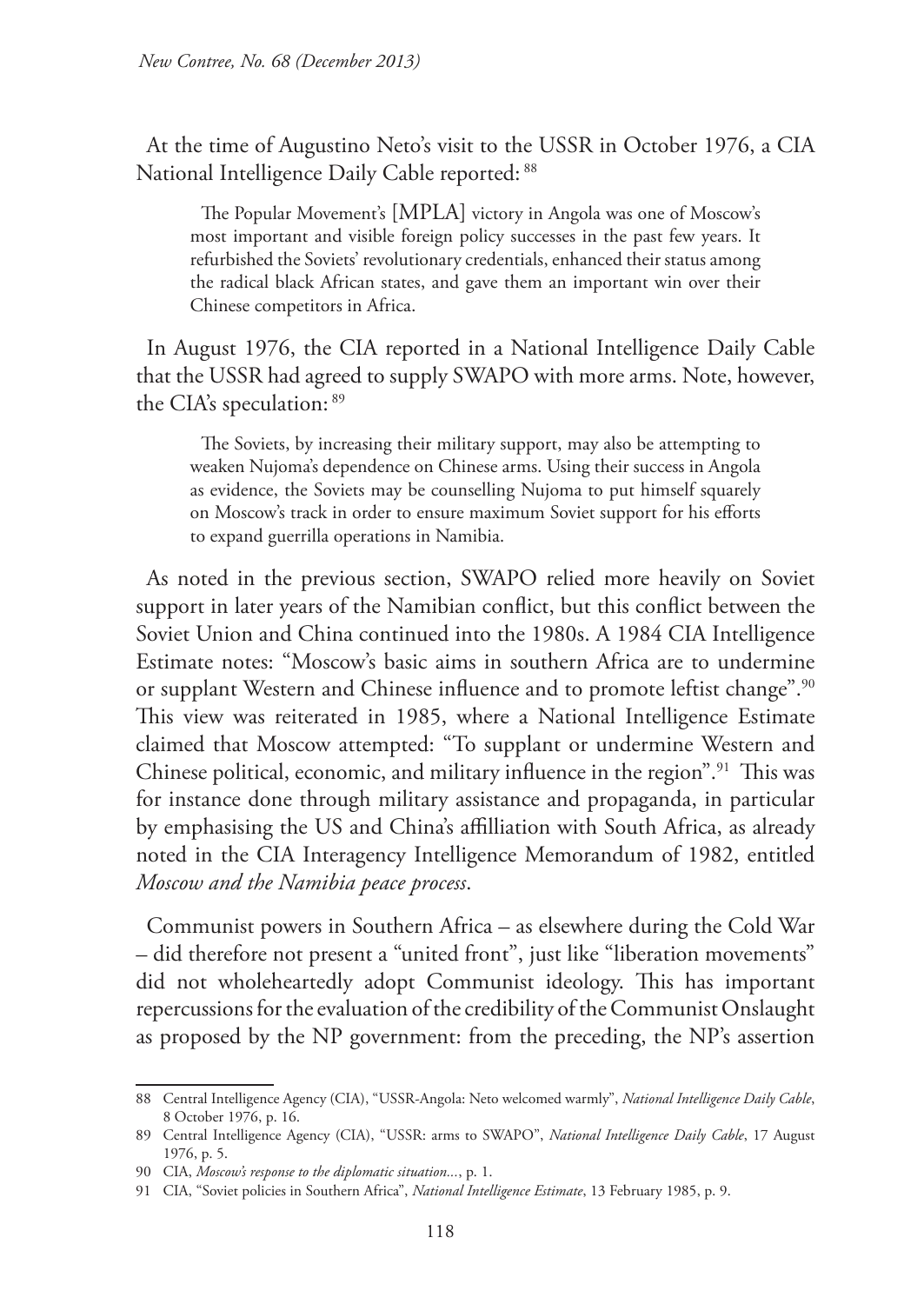At the time of Augustino Neto's visit to the USSR in October 1976, a CIA National Intelligence Daily Cable reported: [88]

> The Popular Movement's [MPLA] victory in Angola was one of Moscow's most important and visible foreign policy successes in the past few years. It refurbished the Soviets' revolutionary credentials, enhanced their status among the radical black African states, and gave them an important win over their Chinese competitors in Africa.

In August 1976, the CIA reported in a National Intelligence Daily Cable that the USSR had agreed to supply SWAPO with more arms. Note, however, the CIA's speculation: [89]

> The Soviets, by increasing their military support, may also be attempting to weaken Nujoma's dependence on Chinese arms. Using their success in Angola as evidence, the Soviets may be counselling Nujoma to put himself squarely on Moscow's track in order to ensure maximum Soviet support for his efforts to expand guerrilla operations in Namibia.

As noted in the previous section, SWAPO relied more heavily on Soviet support in later years of the Namibian conflict, but this conflict between the Soviet Union and China continued into the 1980s. A 1984 CIA Intelligence Estimate notes: "Moscow's basic aims in southern Africa are to undermine or supplant Western and Chinese influence and to promote leftist change".[90] This view was reiterated in 1985, where a National Intelligence Estimate claimed that Moscow attempted: "To supplant or undermine Western and Chinese political, economic, and military influence in the region".[91] This was for instance done through military assistance and propaganda, in particular by emphasising the US and China's affilliation with South Africa, as already noted in the CIA Interagency Intelligence Memorandum of 1982, entitled *Moscow and the Namibia peace process*.

Communist powers in Southern Africa – as elsewhere during the Cold War – did therefore not present a "united front", just like "liberation movements" did not wholeheartedly adopt Communist ideology. This has important repercussions for the evaluation of the credibility of the Communist Onslaught as proposed by the NP government: from the preceding, the NP's assertion

---

88 Central Intelligence Agency (CIA), "USSR-Angola: Neto welcomed warmly", *National Intelligence Daily Cable*, 8 October 1976, p. 16.

89 Central Intelligence Agency (CIA), "USSR: arms to SWAPO", *National Intelligence Daily Cable*, 17 August 1976, p. 5.

90 CIA, *Moscow's response to the diplomatic situation...*, p. 1.

91 CIA, "Soviet policies in Southern Africa", *National Intelligence Estimate*, 13 February 1985, p. 9.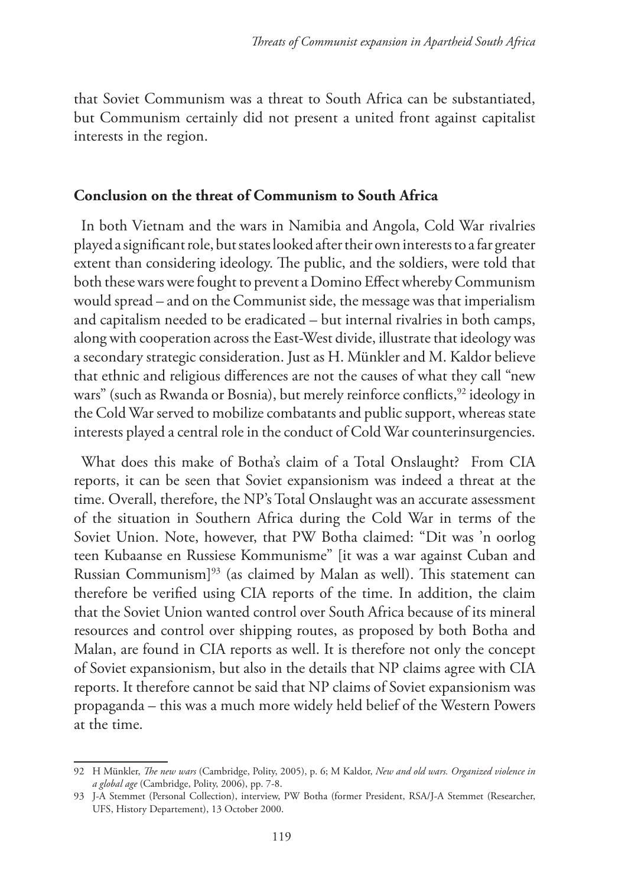that Soviet Communism was a threat to South Africa can be substantiated, but Communism certainly did not present a united front against capitalist interests in the region.

## Conclusion on the threat of Communism to South Africa

In both Vietnam and the wars in Namibia and Angola, Cold War rivalries played a significant role, but states looked after their own interests to a far greater extent than considering ideology. The public, and the soldiers, were told that both these wars were fought to prevent a Domino Effect whereby Communism would spread – and on the Communist side, the message was that imperialism and capitalism needed to be eradicated – but internal rivalries in both camps, along with cooperation across the East-West divide, illustrate that ideology was a secondary strategic consideration. Just as H. Münkler and M. Kaldor believe that ethnic and religious differences are not the causes of what they call "new wars" (such as Rwanda or Bosnia), but merely reinforce conflicts,[92] ideology in the Cold War served to mobilize combatants and public support, whereas state interests played a central role in the conduct of Cold War counterinsurgencies.

What does this make of Botha's claim of a Total Onslaught? From CIA reports, it can be seen that Soviet expansionism was indeed a threat at the time. Overall, therefore, the NP's Total Onslaught was an accurate assessment of the situation in Southern Africa during the Cold War in terms of the Soviet Union. Note, however, that PW Botha claimed: "Dit was 'n oorlog teen Kubaanse en Russiese Kommunisme" [it was a war against Cuban and Russian Communism][93] (as claimed by Malan as well). This statement can therefore be verified using CIA reports of the time. In addition, the claim that the Soviet Union wanted control over South Africa because of its mineral resources and control over shipping routes, as proposed by both Botha and Malan, are found in CIA reports as well. It is therefore not only the concept of Soviet expansionism, but also in the details that NP claims agree with CIA reports. It therefore cannot be said that NP claims of Soviet expansionism was propaganda – this was a much more widely held belief of the Western Powers at the time.

---

92 H Münkler, *The new wars* (Cambridge, Polity, 2005), p. 6; M Kaldor, *New and old wars. Organized violence in a global age* (Cambridge, Polity, 2006), pp. 7-8.

93 J-A Stemmet (Personal Collection), interview, PW Botha (former President, RSA/J-A Stemmet (Researcher, UFS, History Departement), 13 October 2000.